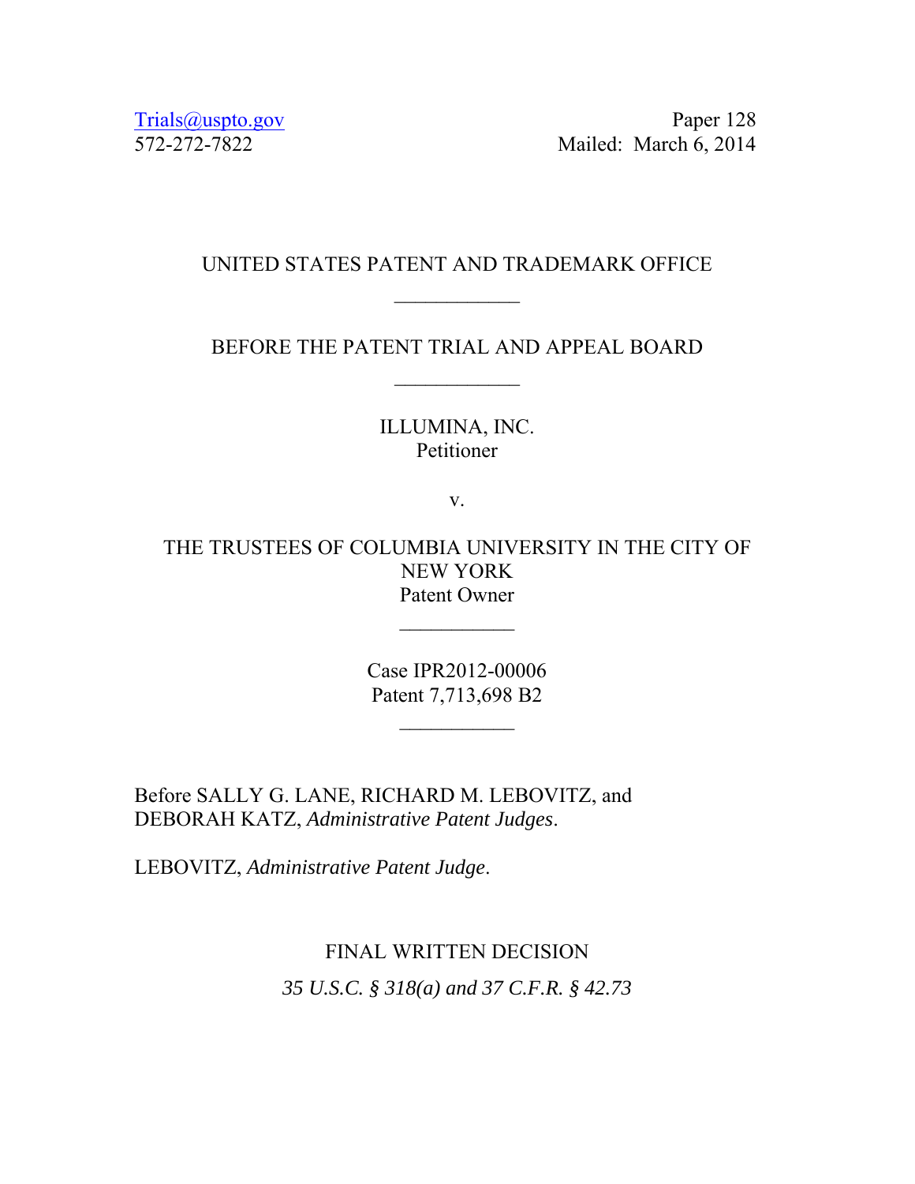Trials@uspto.gov
572-272-7822

Paper 128
Mailed: March 6, 2014

UNITED STATES PATENT AND TRADEMARK OFFICE

\_\_\_\_\_\_\_\_\_\_\_\_

BEFORE THE PATENT TRIAL AND APPEAL BOARD

\_\_\_\_\_\_\_\_\_\_\_\_

ILLUMINA, INC.
Petitioner

v.

THE TRUSTEES OF COLUMBIA UNIVERSITY IN THE CITY OF NEW YORK
Patent Owner

\_\_\_\_\_\_\_\_\_\_\_\_

Case IPR2012-00006
Patent 7,713,698 B2

\_\_\_\_\_\_\_\_\_\_\_\_

Before SALLY G. LANE, RICHARD M. LEBOVITZ, and DEBORAH KATZ, *Administrative Patent Judges*.

LEBOVITZ, *Administrative Patent Judge*.

FINAL WRITTEN DECISION

*35 U.S.C. § 318(a) and 37 C.F.R. § 42.73*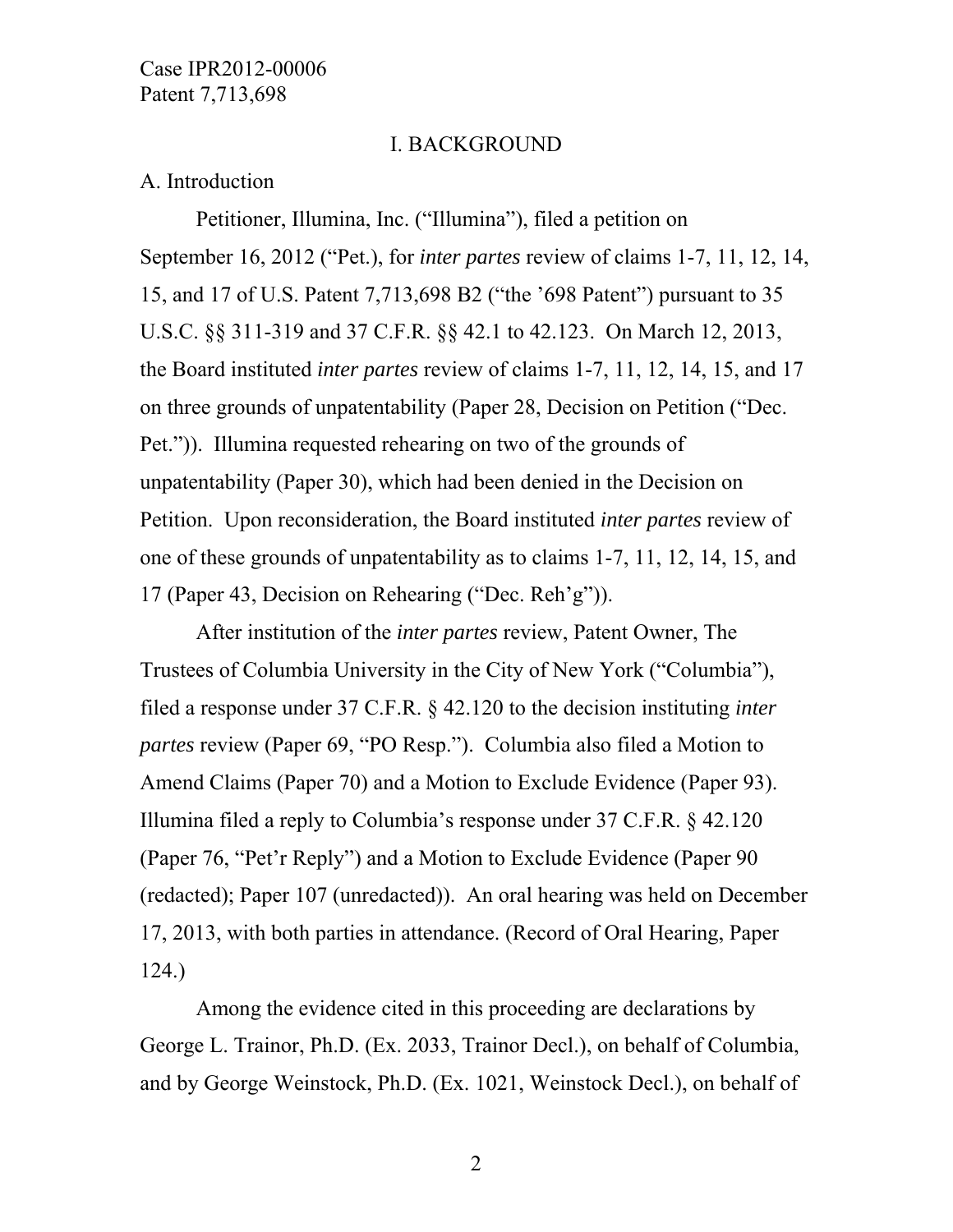## I. BACKGROUND

### A. Introduction

Petitioner, Illumina, Inc. ("Illumina"), filed a petition on September 16, 2012 ("Pet.), for *inter partes* review of claims 1-7, 11, 12, 14, 15, and 17 of U.S. Patent 7,713,698 B2 ("the '698 Patent") pursuant to 35 U.S.C. §§ 311-319 and 37 C.F.R. §§ 42.1 to 42.123. On March 12, 2013, the Board instituted *inter partes* review of claims 1-7, 11, 12, 14, 15, and 17 on three grounds of unpatentability (Paper 28, Decision on Petition ("Dec. Pet.")). Illumina requested rehearing on two of the grounds of unpatentability (Paper 30), which had been denied in the Decision on Petition. Upon reconsideration, the Board instituted *inter partes* review of one of these grounds of unpatentability as to claims 1-7, 11, 12, 14, 15, and 17 (Paper 43, Decision on Rehearing ("Dec. Reh'g")).

After institution of the *inter partes* review, Patent Owner, The Trustees of Columbia University in the City of New York ("Columbia"), filed a response under 37 C.F.R. § 42.120 to the decision instituting *inter partes* review (Paper 69, "PO Resp."). Columbia also filed a Motion to Amend Claims (Paper 70) and a Motion to Exclude Evidence (Paper 93). Illumina filed a reply to Columbia's response under 37 C.F.R. § 42.120 (Paper 76, "Pet'r Reply") and a Motion to Exclude Evidence (Paper 90 (redacted); Paper 107 (unredacted)). An oral hearing was held on December 17, 2013, with both parties in attendance. (Record of Oral Hearing, Paper 124.)

Among the evidence cited in this proceeding are declarations by George L. Trainor, Ph.D. (Ex. 2033, Trainor Decl.), on behalf of Columbia, and by George Weinstock, Ph.D. (Ex. 1021, Weinstock Decl.), on behalf of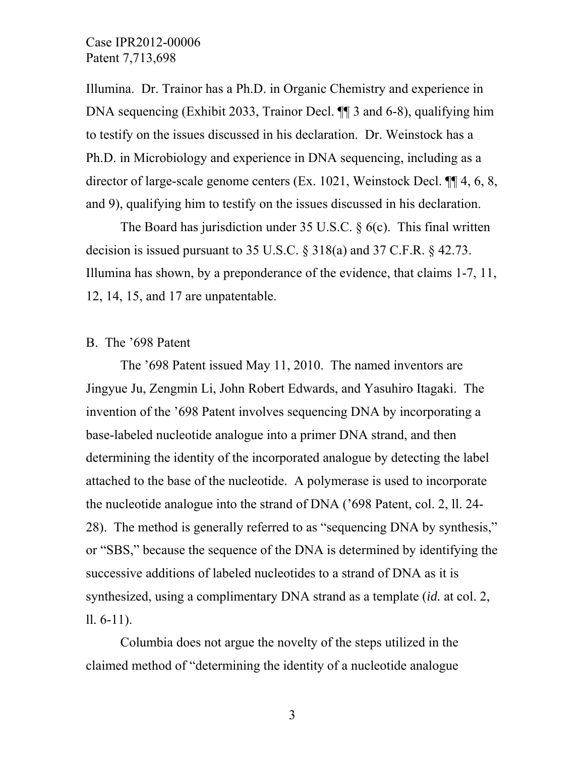Illumina. Dr. Trainor has a Ph.D. in Organic Chemistry and experience in DNA sequencing (Exhibit 2033, Trainor Decl. ¶¶ 3 and 6-8), qualifying him to testify on the issues discussed in his declaration. Dr. Weinstock has a Ph.D. in Microbiology and experience in DNA sequencing, including as a director of large-scale genome centers (Ex. 1021, Weinstock Decl. ¶¶ 4, 6, 8, and 9), qualifying him to testify on the issues discussed in his declaration.

The Board has jurisdiction under 35 U.S.C. § 6(c). This final written decision is issued pursuant to 35 U.S.C. § 318(a) and 37 C.F.R. § 42.73. Illumina has shown, by a preponderance of the evidence, that claims 1-7, 11, 12, 14, 15, and 17 are unpatentable.

B. The ’698 Patent

The ’698 Patent issued May 11, 2010. The named inventors are Jingyue Ju, Zengmin Li, John Robert Edwards, and Yasuhiro Itagaki. The invention of the ’698 Patent involves sequencing DNA by incorporating a base-labeled nucleotide analogue into a primer DNA strand, and then determining the identity of the incorporated analogue by detecting the label attached to the base of the nucleotide. A polymerase is used to incorporate the nucleotide analogue into the strand of DNA (’698 Patent, col. 2, ll. 24-28). The method is generally referred to as “sequencing DNA by synthesis,” or “SBS,” because the sequence of the DNA is determined by identifying the successive additions of labeled nucleotides to a strand of DNA as it is synthesized, using a complimentary DNA strand as a template (*id.* at col. 2, ll. 6-11).

Columbia does not argue the novelty of the steps utilized in the claimed method of “determining the identity of a nucleotide analogue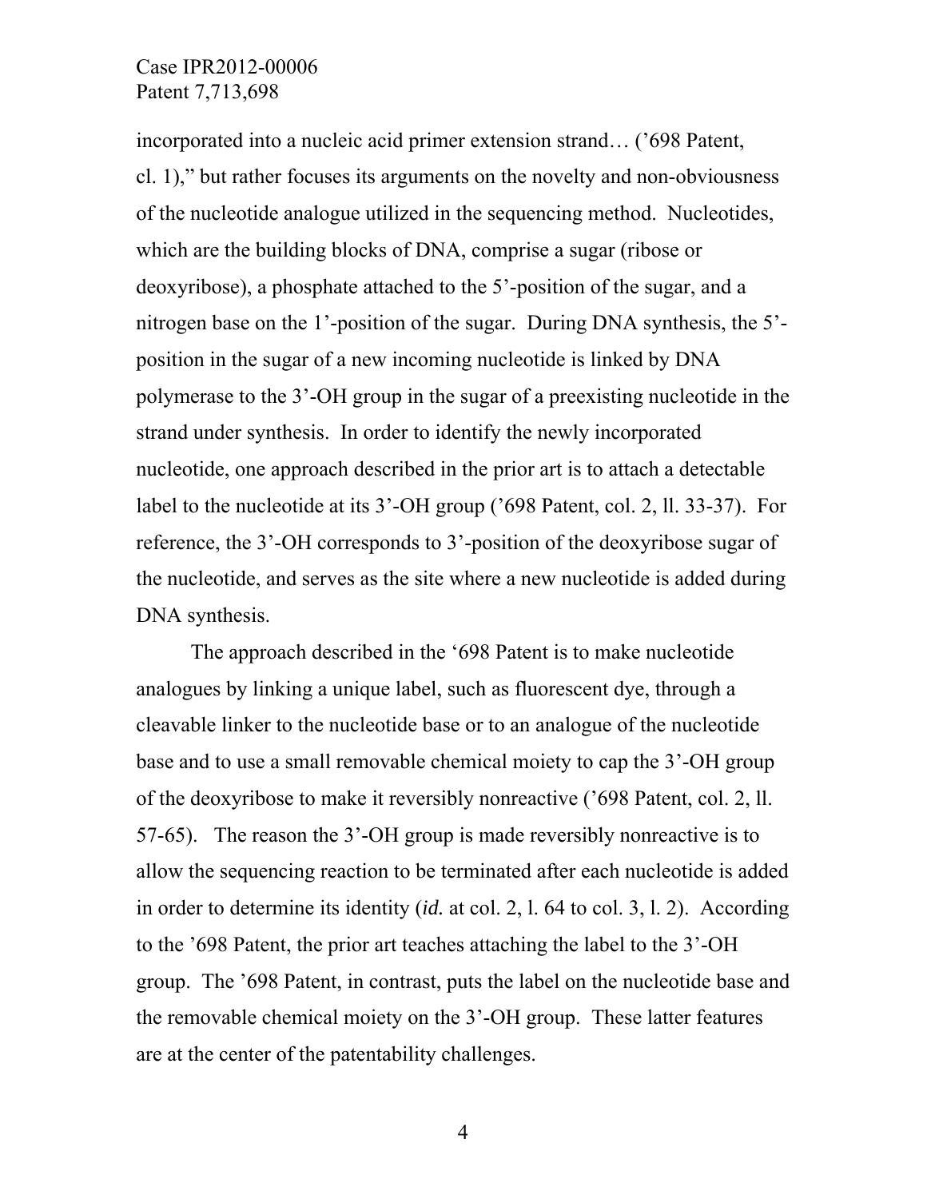incorporated into a nucleic acid primer extension strand… ('698 Patent, cl. 1)," but rather focuses its arguments on the novelty and non-obviousness of the nucleotide analogue utilized in the sequencing method. Nucleotides, which are the building blocks of DNA, comprise a sugar (ribose or deoxyribose), a phosphate attached to the 5'-position of the sugar, and a nitrogen base on the 1'-position of the sugar. During DNA synthesis, the 5'-position in the sugar of a new incoming nucleotide is linked by DNA polymerase to the 3'-OH group in the sugar of a preexisting nucleotide in the strand under synthesis. In order to identify the newly incorporated nucleotide, one approach described in the prior art is to attach a detectable label to the nucleotide at its 3'-OH group ('698 Patent, col. 2, ll. 33-37). For reference, the 3'-OH corresponds to 3'-position of the deoxyribose sugar of the nucleotide, and serves as the site where a new nucleotide is added during DNA synthesis.

The approach described in the '698 Patent is to make nucleotide analogues by linking a unique label, such as fluorescent dye, through a cleavable linker to the nucleotide base or to an analogue of the nucleotide base and to use a small removable chemical moiety to cap the 3'-OH group of the deoxyribose to make it reversibly nonreactive ('698 Patent, col. 2, ll. 57-65). The reason the 3'-OH group is made reversibly nonreactive is to allow the sequencing reaction to be terminated after each nucleotide is added in order to determine its identity (*id.* at col. 2, l. 64 to col. 3, l. 2). According to the '698 Patent, the prior art teaches attaching the label to the 3'-OH group. The '698 Patent, in contrast, puts the label on the nucleotide base and the removable chemical moiety on the 3'-OH group. These latter features are at the center of the patentability challenges.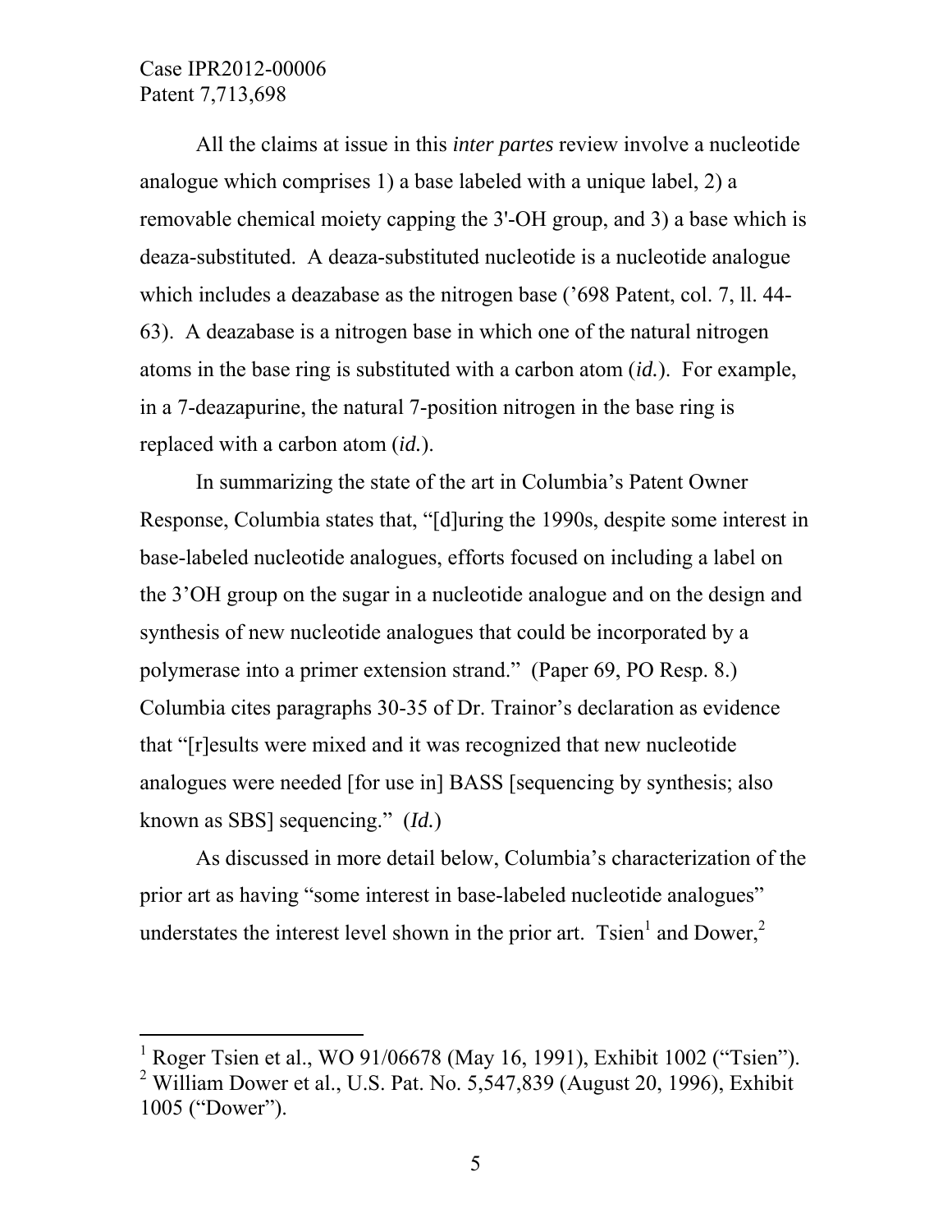All the claims at issue in this *inter partes* review involve a nucleotide analogue which comprises 1) a base labeled with a unique label, 2) a removable chemical moiety capping the 3'-OH group, and 3) a base which is deaza-substituted. A deaza-substituted nucleotide is a nucleotide analogue which includes a deazabase as the nitrogen base ('698 Patent, col. 7, ll. 44-63). A deazabase is a nitrogen base in which one of the natural nitrogen atoms in the base ring is substituted with a carbon atom (*id.*). For example, in a 7-deazapurine, the natural 7-position nitrogen in the base ring is replaced with a carbon atom (*id.*).

In summarizing the state of the art in Columbia's Patent Owner Response, Columbia states that, "[d]uring the 1990s, despite some interest in base-labeled nucleotide analogues, efforts focused on including a label on the 3'OH group on the sugar in a nucleotide analogue and on the design and synthesis of new nucleotide analogues that could be incorporated by a polymerase into a primer extension strand." (Paper 69, PO Resp. 8.) Columbia cites paragraphs 30-35 of Dr. Trainor's declaration as evidence that "[r]esults were mixed and it was recognized that new nucleotide analogues were needed [for use in] BASS [sequencing by synthesis; also known as SBS] sequencing." (*Id.*)

As discussed in more detail below, Columbia's characterization of the prior art as having "some interest in base-labeled nucleotide analogues" understates the interest level shown in the prior art. Tsien[1] and Dower,[2]

---

[1] Roger Tsien et al., WO 91/06678 (May 16, 1991), Exhibit 1002 ("Tsien").

[2] William Dower et al., U.S. Pat. No. 5,547,839 (August 20, 1996), Exhibit 1005 ("Dower").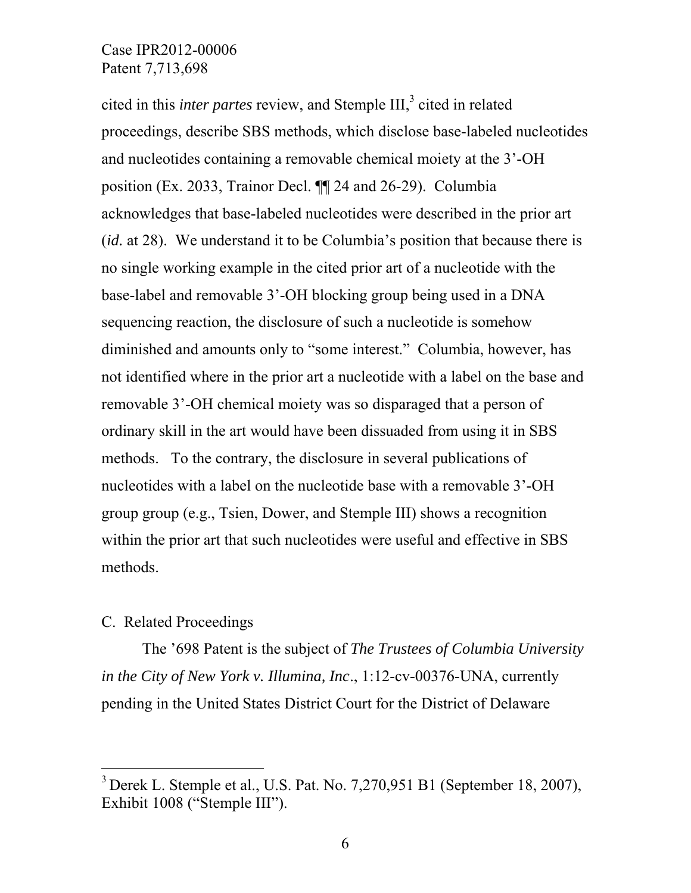cited in this *inter partes* review, and Stemple III,[3] cited in related proceedings, describe SBS methods, which disclose base-labeled nucleotides and nucleotides containing a removable chemical moiety at the 3'-OH position (Ex. 2033, Trainor Decl. ¶¶ 24 and 26-29). Columbia acknowledges that base-labeled nucleotides were described in the prior art (*id.* at 28). We understand it to be Columbia's position that because there is no single working example in the cited prior art of a nucleotide with the base-label and removable 3'-OH blocking group being used in a DNA sequencing reaction, the disclosure of such a nucleotide is somehow diminished and amounts only to "some interest." Columbia, however, has not identified where in the prior art a nucleotide with a label on the base and removable 3'-OH chemical moiety was so disparaged that a person of ordinary skill in the art would have been dissuaded from using it in SBS methods. To the contrary, the disclosure in several publications of nucleotides with a label on the nucleotide base with a removable 3'-OH group group (e.g., Tsien, Dower, and Stemple III) shows a recognition within the prior art that such nucleotides were useful and effective in SBS methods.

C. Related Proceedings

The '698 Patent is the subject of *The Trustees of Columbia University in the City of New York v. Illumina, Inc*., 1:12-cv-00376-UNA, currently pending in the United States District Court for the District of Delaware

---

[3] Derek L. Stemple et al., U.S. Pat. No. 7,270,951 B1 (September 18, 2007), Exhibit 1008 ("Stemple III").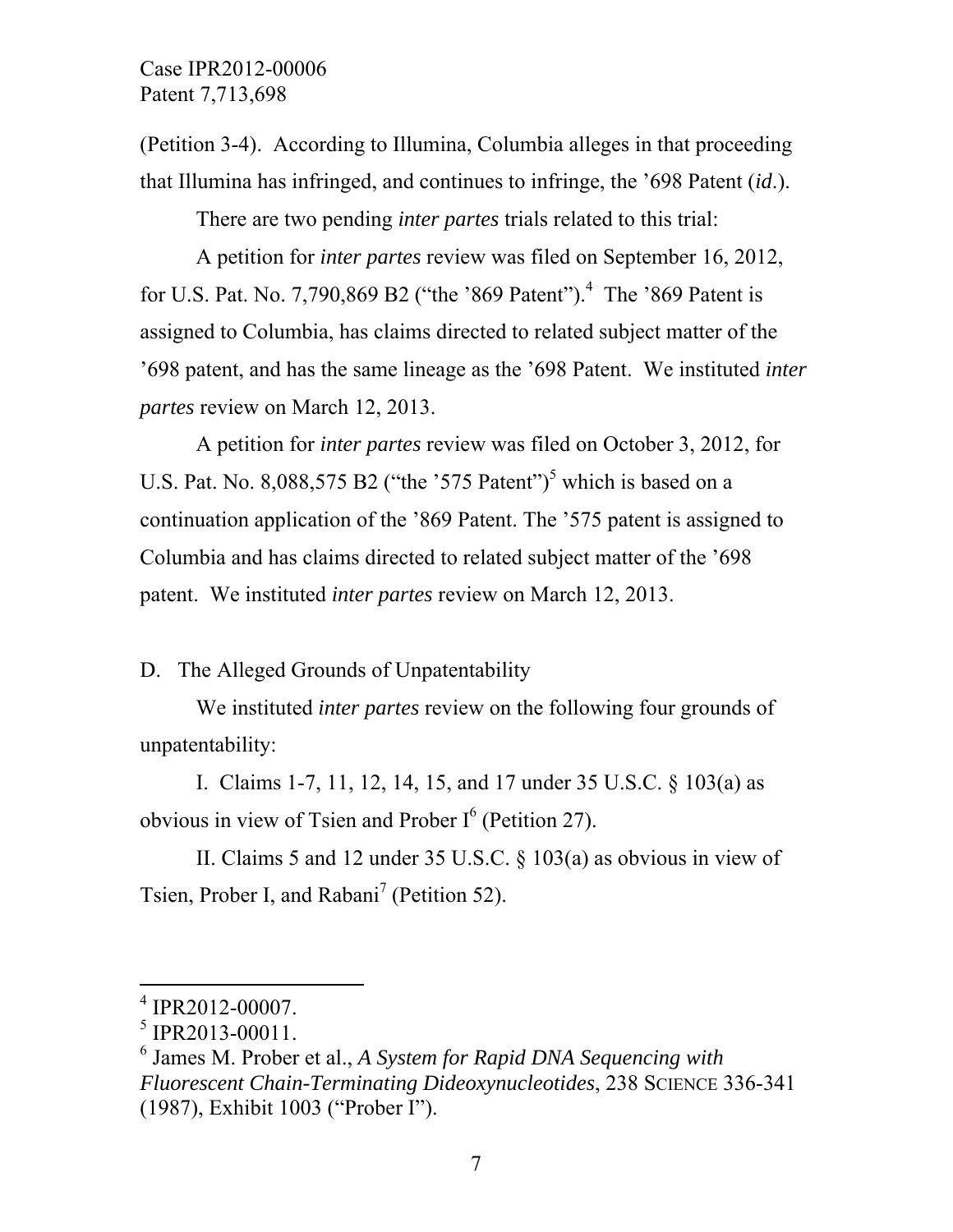(Petition 3-4). According to Illumina, Columbia alleges in that proceeding that Illumina has infringed, and continues to infringe, the ’698 Patent (*id*.).

There are two pending *inter partes* trials related to this trial:

A petition for *inter partes* review was filed on September 16, 2012, for U.S. Pat. No. 7,790,869 B2 (“the ’869 Patent”).[4] The ’869 Patent is assigned to Columbia, has claims directed to related subject matter of the ’698 patent, and has the same lineage as the ’698 Patent. We instituted *inter partes* review on March 12, 2013.

A petition for *inter partes* review was filed on October 3, 2012, for U.S. Pat. No. 8,088,575 B2 (“the ’575 Patent”)[5] which is based on a continuation application of the ’869 Patent. The ’575 patent is assigned to Columbia and has claims directed to related subject matter of the ’698 patent. We instituted *inter partes* review on March 12, 2013.

D. The Alleged Grounds of Unpatentability

We instituted *inter partes* review on the following four grounds of unpatentability:

I. Claims 1-7, 11, 12, 14, 15, and 17 under 35 U.S.C. § 103(a) as obvious in view of Tsien and Prober I[6] (Petition 27).

II. Claims 5 and 12 under 35 U.S.C. § 103(a) as obvious in view of Tsien, Prober I, and Rabani[7] (Petition 52).

---

[4] IPR2012-00007.

[5] IPR2013-00011.

[6] James M. Prober et al., *A System for Rapid DNA Sequencing with Fluorescent Chain-Terminating Dideoxynucleotides*, 238 SCIENCE 336-341 (1987), Exhibit 1003 (“Prober I”).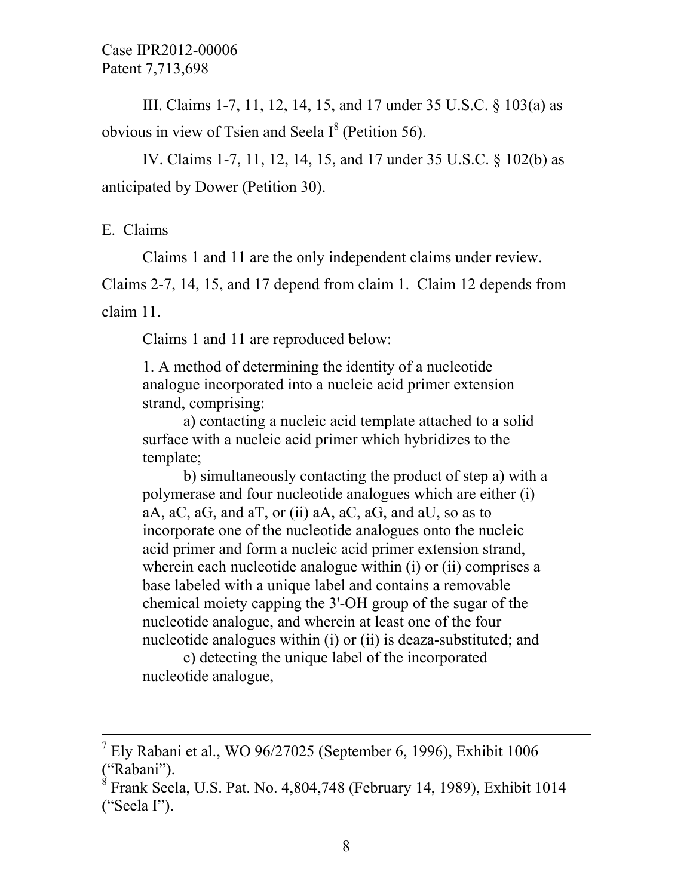III. Claims 1-7, 11, 12, 14, 15, and 17 under 35 U.S.C. § 103(a) as obvious in view of Tsien and Seela I[8] (Petition 56).

IV. Claims 1-7, 11, 12, 14, 15, and 17 under 35 U.S.C. § 102(b) as anticipated by Dower (Petition 30).

## E. Claims

Claims 1 and 11 are the only independent claims under review. Claims 2-7, 14, 15, and 17 depend from claim 1. Claim 12 depends from claim 11.

Claims 1 and 11 are reproduced below:

> 1. A method of determining the identity of a nucleotide analogue incorporated into a nucleic acid primer extension strand, comprising:
>
> a) contacting a nucleic acid template attached to a solid surface with a nucleic acid primer which hybridizes to the template;
>
> b) simultaneously contacting the product of step a) with a polymerase and four nucleotide analogues which are either (i) aA, aC, aG, and aT, or (ii) aA, aC, aG, and aU, so as to incorporate one of the nucleotide analogues onto the nucleic acid primer and form a nucleic acid primer extension strand, wherein each nucleotide analogue within (i) or (ii) comprises a base labeled with a unique label and contains a removable chemical moiety capping the 3'-OH group of the sugar of the nucleotide analogue, and wherein at least one of the four nucleotide analogues within (i) or (ii) is deaza-substituted; and
>
> c) detecting the unique label of the incorporated nucleotide analogue,

---

[7] Ely Rabani et al., WO 96/27025 (September 6, 1996), Exhibit 1006 ("Rabani").

[8] Frank Seela, U.S. Pat. No. 4,804,748 (February 14, 1989), Exhibit 1014 ("Seela I").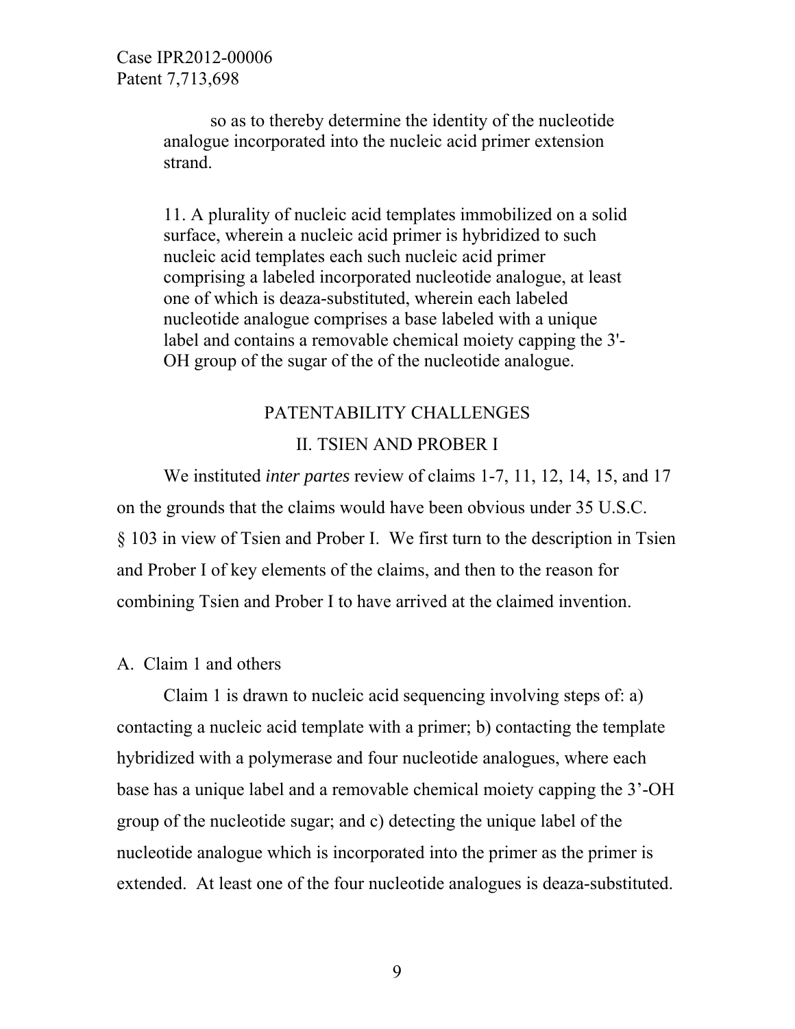so as to thereby determine the identity of the nucleotide analogue incorporated into the nucleic acid primer extension strand.

11. A plurality of nucleic acid templates immobilized on a solid surface, wherein a nucleic acid primer is hybridized to such nucleic acid templates each such nucleic acid primer comprising a labeled incorporated nucleotide analogue, at least one of which is deaza-substituted, wherein each labeled nucleotide analogue comprises a base labeled with a unique label and contains a removable chemical moiety capping the 3'-OH group of the sugar of the of the nucleotide analogue.

## PATENTABILITY CHALLENGES

## II. TSIEN AND PROBER I

We instituted *inter partes* review of claims 1-7, 11, 12, 14, 15, and 17 on the grounds that the claims would have been obvious under 35 U.S.C. § 103 in view of Tsien and Prober I. We first turn to the description in Tsien and Prober I of key elements of the claims, and then to the reason for combining Tsien and Prober I to have arrived at the claimed invention.

### A. Claim 1 and others

Claim 1 is drawn to nucleic acid sequencing involving steps of: a) contacting a nucleic acid template with a primer; b) contacting the template hybridized with a polymerase and four nucleotide analogues, where each base has a unique label and a removable chemical moiety capping the 3'-OH group of the nucleotide sugar; and c) detecting the unique label of the nucleotide analogue which is incorporated into the primer as the primer is extended. At least one of the four nucleotide analogues is deaza-substituted.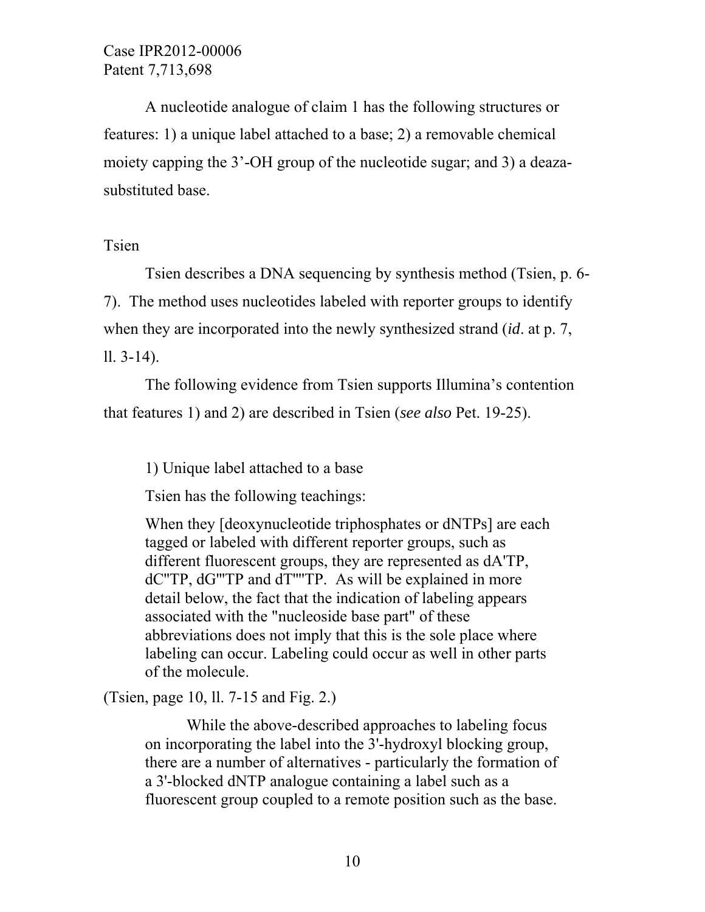A nucleotide analogue of claim 1 has the following structures or features: 1) a unique label attached to a base; 2) a removable chemical moiety capping the 3'-OH group of the nucleotide sugar; and 3) a deaza-substituted base.

Tsien

Tsien describes a DNA sequencing by synthesis method (Tsien, p. 6-7). The method uses nucleotides labeled with reporter groups to identify when they are incorporated into the newly synthesized strand (*id*. at p. 7, ll. 3-14).

The following evidence from Tsien supports Illumina's contention that features 1) and 2) are described in Tsien (*see also* Pet. 19-25).

1) Unique label attached to a base

Tsien has the following teachings:

> When they [deoxynucleotide triphosphates or dNTPs] are each tagged or labeled with different reporter groups, such as different fluorescent groups, they are represented as dA'TP, dC''TP, dG'''TP and dT''''TP. As will be explained in more detail below, the fact that the indication of labeling appears associated with the "nucleoside base part" of these abbreviations does not imply that this is the sole place where labeling can occur. Labeling could occur as well in other parts of the molecule.

(Tsien, page 10, ll. 7-15 and Fig. 2.)

> While the above-described approaches to labeling focus on incorporating the label into the 3'-hydroxyl blocking group, there are a number of alternatives - particularly the formation of a 3'-blocked dNTP analogue containing a label such as a fluorescent group coupled to a remote position such as the base.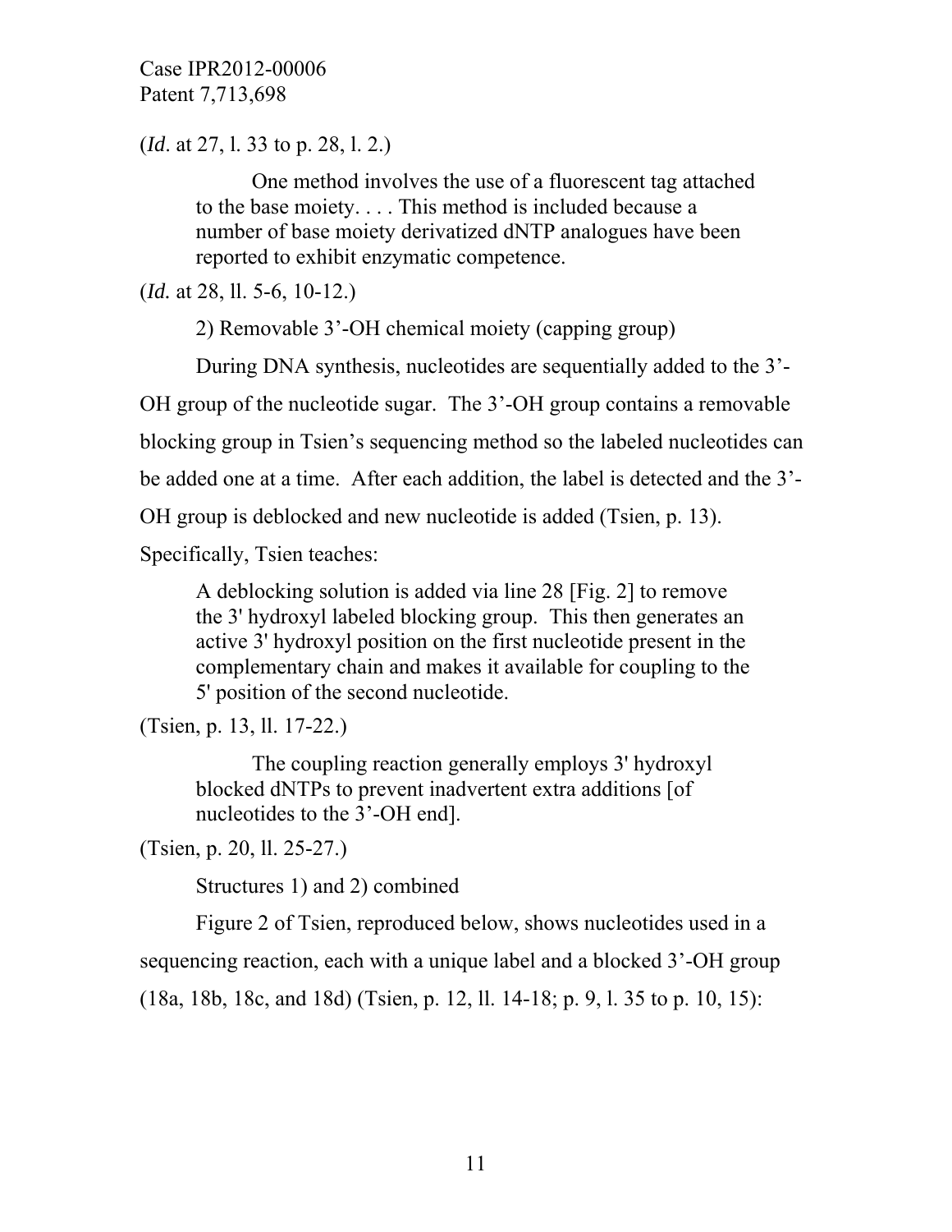(*Id*. at 27, l. 33 to p. 28, l. 2.)

> One method involves the use of a fluorescent tag attached to the base moiety. . . . This method is included because a number of base moiety derivatized dNTP analogues have been reported to exhibit enzymatic competence.

(*Id.* at 28, ll. 5-6, 10-12.)

2) Removable 3'-OH chemical moiety (capping group)

During DNA synthesis, nucleotides are sequentially added to the 3'-OH group of the nucleotide sugar. The 3'-OH group contains a removable blocking group in Tsien's sequencing method so the labeled nucleotides can be added one at a time. After each addition, the label is detected and the 3'-OH group is deblocked and new nucleotide is added (Tsien, p. 13). Specifically, Tsien teaches:

> A deblocking solution is added via line 28 [Fig. 2] to remove the 3' hydroxyl labeled blocking group. This then generates an active 3' hydroxyl position on the first nucleotide present in the complementary chain and makes it available for coupling to the 5' position of the second nucleotide.

(Tsien, p. 13, ll. 17-22.)

> The coupling reaction generally employs 3' hydroxyl blocked dNTPs to prevent inadvertent extra additions [of nucleotides to the 3'-OH end].

(Tsien, p. 20, ll. 25-27.)

Structures 1) and 2) combined

Figure 2 of Tsien, reproduced below, shows nucleotides used in a sequencing reaction, each with a unique label and a blocked 3'-OH group (18a, 18b, 18c, and 18d) (Tsien, p. 12, ll. 14-18; p. 9, l. 35 to p. 10, 15):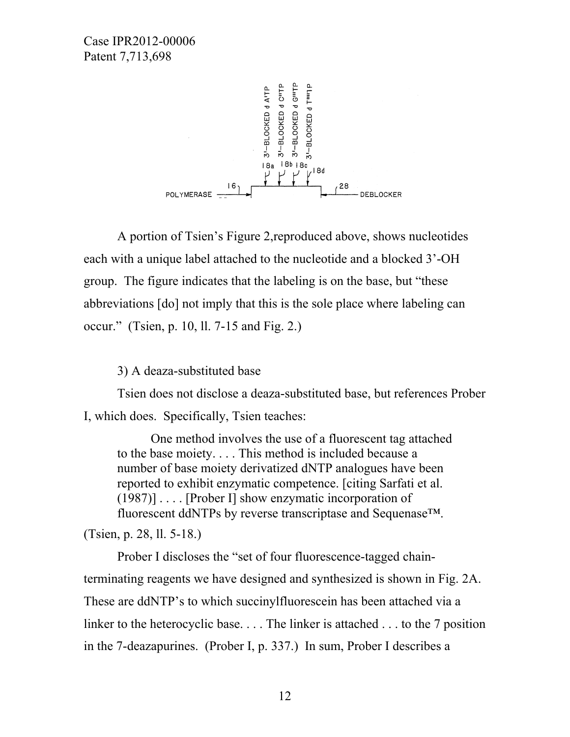A portion of Tsien's Figure 2,reproduced above, shows nucleotides each with a unique label attached to the nucleotide and a blocked 3'-OH group. The figure indicates that the labeling is on the base, but "these abbreviations [do] not imply that this is the sole place where labeling can occur." (Tsien, p. 10, ll. 7-15 and Fig. 2.)

3) A deaza-substituted base

Tsien does not disclose a deaza-substituted base, but references Prober I, which does. Specifically, Tsien teaches:

> One method involves the use of a fluorescent tag attached to the base moiety. . . . This method is included because a number of base moiety derivatized dNTP analogues have been reported to exhibit enzymatic competence. [citing Sarfati et al. (1987)] . . . . [Prober I] show enzymatic incorporation of fluorescent ddNTPs by reverse transcriptase and Sequenase™.

(Tsien, p. 28, ll. 5-18.)

Prober I discloses the "set of four fluorescence-tagged chain-terminating reagents we have designed and synthesized is shown in Fig. 2A. These are ddNTP's to which succinylfluorescein has been attached via a linker to the heterocyclic base. . . . The linker is attached . . . to the 7 position in the 7-deazapurines. (Prober I, p. 337.) In sum, Prober I describes a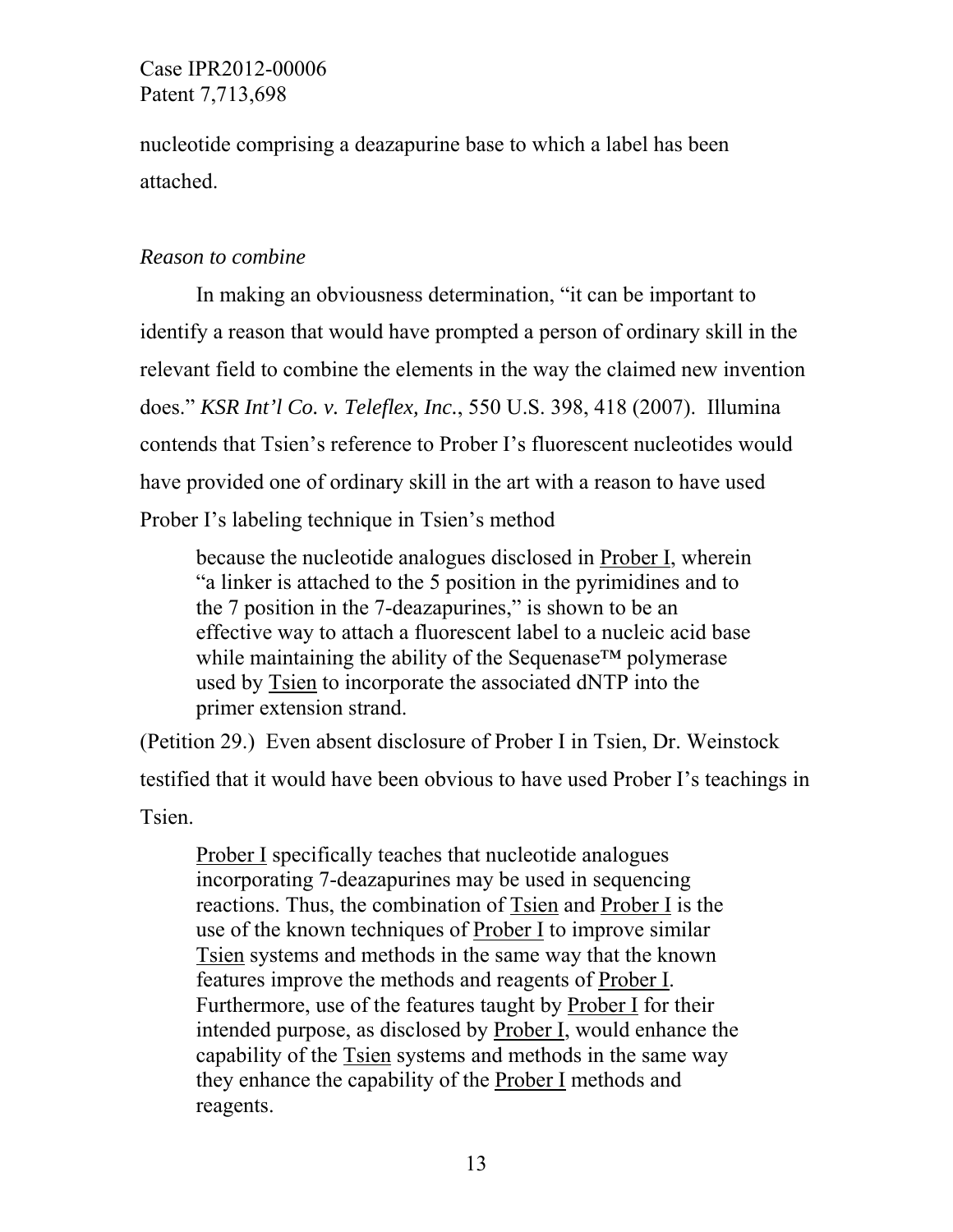nucleotide comprising a deazapurine base to which a label has been attached.

*Reason to combine*

In making an obviousness determination, "it can be important to identify a reason that would have prompted a person of ordinary skill in the relevant field to combine the elements in the way the claimed new invention does." *KSR Int'l Co. v. Teleflex, Inc.*, 550 U.S. 398, 418 (2007). Illumina contends that Tsien's reference to Prober I's fluorescent nucleotides would have provided one of ordinary skill in the art with a reason to have used Prober I's labeling technique in Tsien's method

> because the nucleotide analogues disclosed in Prober I, wherein "a linker is attached to the 5 position in the pyrimidines and to the 7 position in the 7-deazapurines," is shown to be an effective way to attach a fluorescent label to a nucleic acid base while maintaining the ability of the Sequenase™ polymerase used by Tsien to incorporate the associated dNTP into the primer extension strand.

(Petition 29.) Even absent disclosure of Prober I in Tsien, Dr. Weinstock testified that it would have been obvious to have used Prober I's teachings in Tsien.

> Prober I specifically teaches that nucleotide analogues incorporating 7-deazapurines may be used in sequencing reactions. Thus, the combination of Tsien and Prober I is the use of the known techniques of Prober I to improve similar Tsien systems and methods in the same way that the known features improve the methods and reagents of Prober I. Furthermore, use of the features taught by Prober I for their intended purpose, as disclosed by Prober I, would enhance the capability of the Tsien systems and methods in the same way they enhance the capability of the Prober I methods and reagents.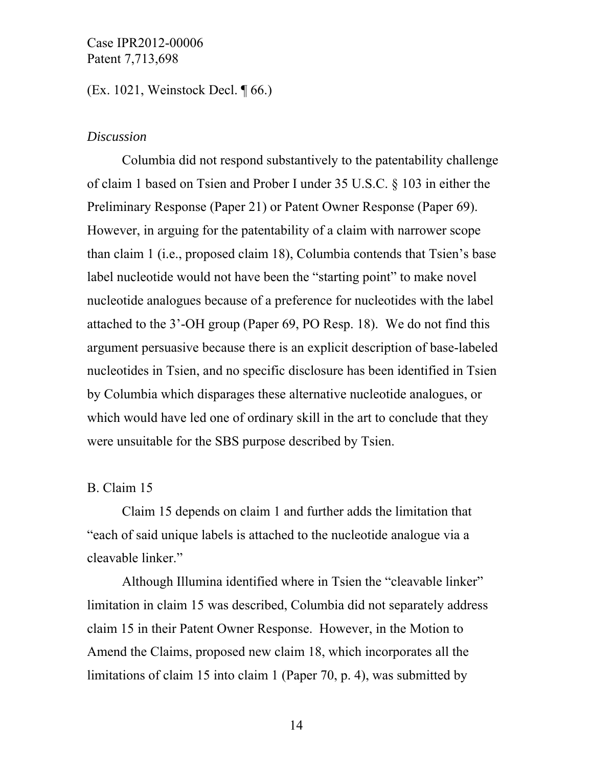(Ex. 1021, Weinstock Decl. ¶ 66.)

*Discussion*

Columbia did not respond substantively to the patentability challenge of claim 1 based on Tsien and Prober I under 35 U.S.C. § 103 in either the Preliminary Response (Paper 21) or Patent Owner Response (Paper 69). However, in arguing for the patentability of a claim with narrower scope than claim 1 (i.e., proposed claim 18), Columbia contends that Tsien's base label nucleotide would not have been the "starting point" to make novel nucleotide analogues because of a preference for nucleotides with the label attached to the 3'-OH group (Paper 69, PO Resp. 18). We do not find this argument persuasive because there is an explicit description of base-labeled nucleotides in Tsien, and no specific disclosure has been identified in Tsien by Columbia which disparages these alternative nucleotide analogues, or which would have led one of ordinary skill in the art to conclude that they were unsuitable for the SBS purpose described by Tsien.

B. Claim 15

Claim 15 depends on claim 1 and further adds the limitation that "each of said unique labels is attached to the nucleotide analogue via a cleavable linker."

Although Illumina identified where in Tsien the "cleavable linker" limitation in claim 15 was described, Columbia did not separately address claim 15 in their Patent Owner Response. However, in the Motion to Amend the Claims, proposed new claim 18, which incorporates all the limitations of claim 15 into claim 1 (Paper 70, p. 4), was submitted by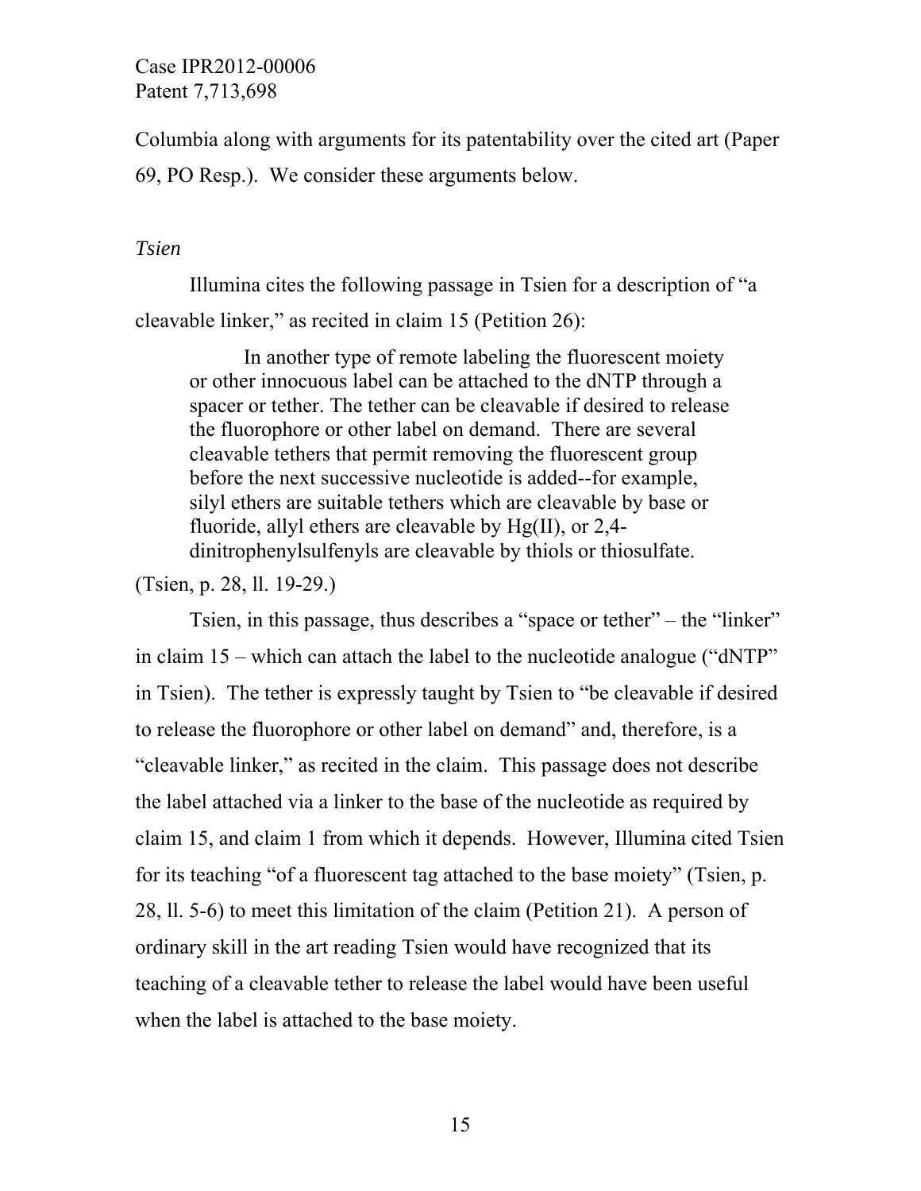Columbia along with arguments for its patentability over the cited art (Paper 69, PO Resp.). We consider these arguments below.

*Tsien*

Illumina cites the following passage in Tsien for a description of "a cleavable linker," as recited in claim 15 (Petition 26):

> In another type of remote labeling the fluorescent moiety or other innocuous label can be attached to the dNTP through a spacer or tether. The tether can be cleavable if desired to release the fluorophore or other label on demand. There are several cleavable tethers that permit removing the fluorescent group before the next successive nucleotide is added--for example, silyl ethers are suitable tethers which are cleavable by base or fluoride, allyl ethers are cleavable by Hg(II), or 2,4-dinitrophenylsulfenyls are cleavable by thiols or thiosulfate.

(Tsien, p. 28, ll. 19-29.)

Tsien, in this passage, thus describes a "space or tether" – the "linker" in claim 15 – which can attach the label to the nucleotide analogue ("dNTP" in Tsien). The tether is expressly taught by Tsien to "be cleavable if desired to release the fluorophore or other label on demand" and, therefore, is a "cleavable linker," as recited in the claim. This passage does not describe the label attached via a linker to the base of the nucleotide as required by claim 15, and claim 1 from which it depends. However, Illumina cited Tsien for its teaching "of a fluorescent tag attached to the base moiety" (Tsien, p. 28, ll. 5-6) to meet this limitation of the claim (Petition 21). A person of ordinary skill in the art reading Tsien would have recognized that its teaching of a cleavable tether to release the label would have been useful when the label is attached to the base moiety.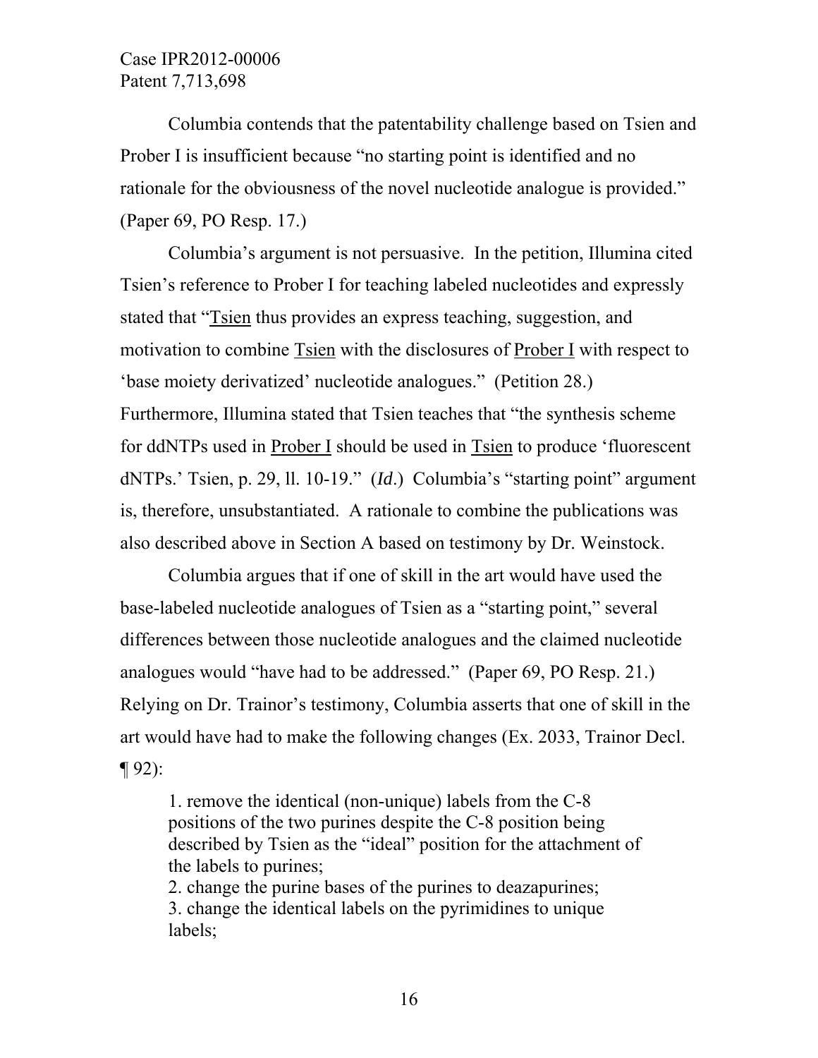Columbia contends that the patentability challenge based on Tsien and Prober I is insufficient because "no starting point is identified and no rationale for the obviousness of the novel nucleotide analogue is provided." (Paper 69, PO Resp. 17.)

Columbia's argument is not persuasive. In the petition, Illumina cited Tsien's reference to Prober I for teaching labeled nucleotides and expressly stated that "Tsien thus provides an express teaching, suggestion, and motivation to combine Tsien with the disclosures of Prober I with respect to 'base moiety derivatized' nucleotide analogues." (Petition 28.) Furthermore, Illumina stated that Tsien teaches that "the synthesis scheme for ddNTPs used in Prober I should be used in Tsien to produce 'fluorescent dNTPs.' Tsien, p. 29, ll. 10-19." (*Id*.) Columbia's "starting point" argument is, therefore, unsubstantiated. A rationale to combine the publications was also described above in Section A based on testimony by Dr. Weinstock.

Columbia argues that if one of skill in the art would have used the base-labeled nucleotide analogues of Tsien as a "starting point," several differences between those nucleotide analogues and the claimed nucleotide analogues would "have had to be addressed." (Paper 69, PO Resp. 21.) Relying on Dr. Trainor's testimony, Columbia asserts that one of skill in the art would have had to make the following changes (Ex. 2033, Trainor Decl. ¶ 92):

> 1. remove the identical (non-unique) labels from the C-8 positions of the two purines despite the C-8 position being described by Tsien as the "ideal" position for the attachment of the labels to purines;
> 2. change the purine bases of the purines to deazapurines;
> 3. change the identical labels on the pyrimidines to unique labels;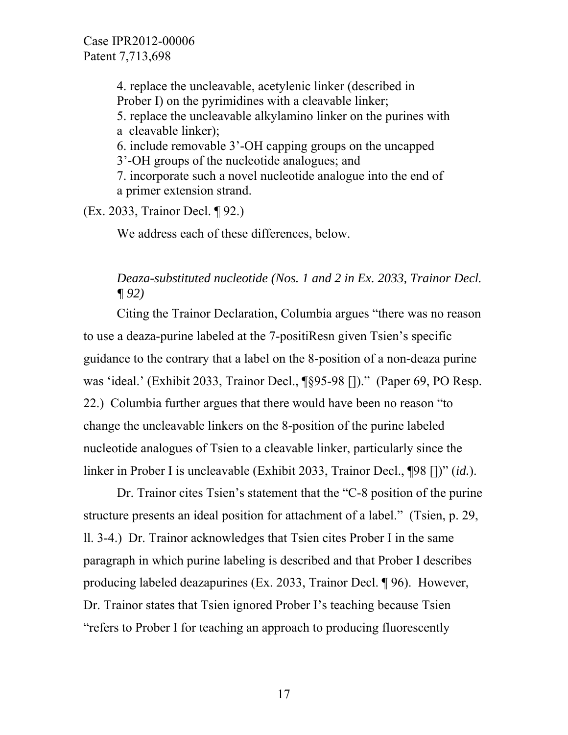4. replace the uncleavable, acetylenic linker (described in Prober I) on the pyrimidines with a cleavable linker;
5. replace the uncleavable alkylamino linker on the purines with a cleavable linker);
6. include removable 3'-OH capping groups on the uncapped 3'-OH groups of the nucleotide analogues; and
7. incorporate such a novel nucleotide analogue into the end of a primer extension strand.

(Ex. 2033, Trainor Decl. ¶ 92.)

We address each of these differences, below.

*Deaza-substituted nucleotide (Nos. 1 and 2 in Ex. 2033, Trainor Decl. ¶ 92)*

Citing the Trainor Declaration, Columbia argues "there was no reason to use a deaza-purine labeled at the 7-positiResn given Tsien's specific guidance to the contrary that a label on the 8-position of a non-deaza purine was 'ideal.' (Exhibit 2033, Trainor Decl., ¶§95-98 [])." (Paper 69, PO Resp. 22.) Columbia further argues that there would have been no reason "to change the uncleavable linkers on the 8-position of the purine labeled nucleotide analogues of Tsien to a cleavable linker, particularly since the linker in Prober I is uncleavable (Exhibit 2033, Trainor Decl., ¶98 [])" (*id.*).

Dr. Trainor cites Tsien's statement that the "C-8 position of the purine structure presents an ideal position for attachment of a label." (Tsien, p. 29, ll. 3-4.) Dr. Trainor acknowledges that Tsien cites Prober I in the same paragraph in which purine labeling is described and that Prober I describes producing labeled deazapurines (Ex. 2033, Trainor Decl. ¶ 96). However, Dr. Trainor states that Tsien ignored Prober I's teaching because Tsien "refers to Prober I for teaching an approach to producing fluorescently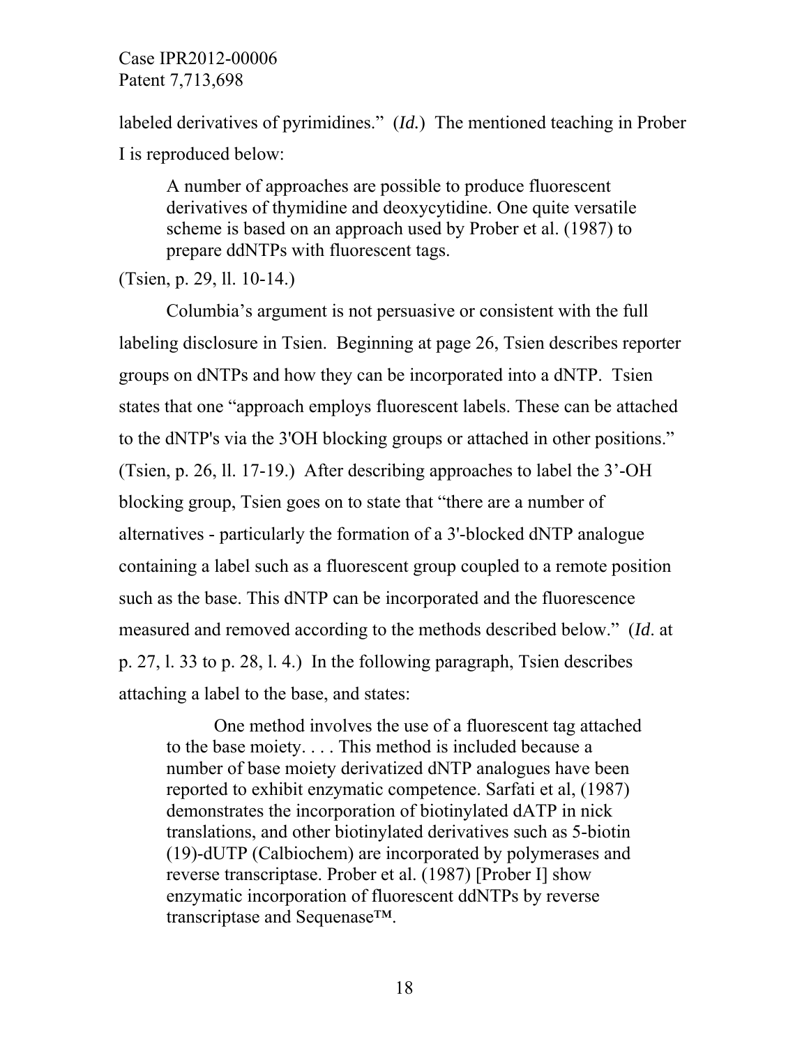labeled derivatives of pyrimidines." (*Id.*) The mentioned teaching in Prober I is reproduced below:

> A number of approaches are possible to produce fluorescent derivatives of thymidine and deoxycytidine. One quite versatile scheme is based on an approach used by Prober et al. (1987) to prepare ddNTPs with fluorescent tags.

(Tsien, p. 29, ll. 10-14.)

Columbia's argument is not persuasive or consistent with the full labeling disclosure in Tsien. Beginning at page 26, Tsien describes reporter groups on dNTPs and how they can be incorporated into a dNTP. Tsien states that one "approach employs fluorescent labels. These can be attached to the dNTP's via the 3'OH blocking groups or attached in other positions." (Tsien, p. 26, ll. 17-19.) After describing approaches to label the 3'-OH blocking group, Tsien goes on to state that "there are a number of alternatives - particularly the formation of a 3'-blocked dNTP analogue containing a label such as a fluorescent group coupled to a remote position such as the base. This dNTP can be incorporated and the fluorescence measured and removed according to the methods described below." (*Id*. at p. 27, l. 33 to p. 28, l. 4.) In the following paragraph, Tsien describes attaching a label to the base, and states:

> One method involves the use of a fluorescent tag attached to the base moiety. . . . This method is included because a number of base moiety derivatized dNTP analogues have been reported to exhibit enzymatic competence. Sarfati et al, (1987) demonstrates the incorporation of biotinylated dATP in nick translations, and other biotinylated derivatives such as 5-biotin (19)-dUTP (Calbiochem) are incorporated by polymerases and reverse transcriptase. Prober et al. (1987) [Prober I] show enzymatic incorporation of fluorescent ddNTPs by reverse transcriptase and Sequenase™.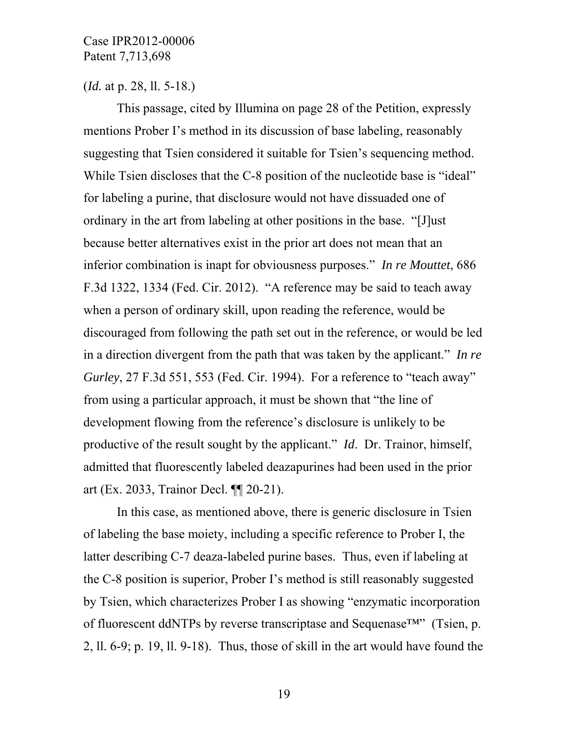(*Id.* at p. 28, ll. 5-18.)

This passage, cited by Illumina on page 28 of the Petition, expressly mentions Prober I's method in its discussion of base labeling, reasonably suggesting that Tsien considered it suitable for Tsien's sequencing method. While Tsien discloses that the C-8 position of the nucleotide base is "ideal" for labeling a purine, that disclosure would not have dissuaded one of ordinary in the art from labeling at other positions in the base. "[J]ust because better alternatives exist in the prior art does not mean that an inferior combination is inapt for obviousness purposes." *In re Mouttet*, 686 F.3d 1322, 1334 (Fed. Cir. 2012). "A reference may be said to teach away when a person of ordinary skill, upon reading the reference, would be discouraged from following the path set out in the reference, or would be led in a direction divergent from the path that was taken by the applicant." *In re Gurley*, 27 F.3d 551, 553 (Fed. Cir. 1994). For a reference to "teach away" from using a particular approach, it must be shown that "the line of development flowing from the reference's disclosure is unlikely to be productive of the result sought by the applicant." *Id*. Dr. Trainor, himself, admitted that fluorescently labeled deazapurines had been used in the prior art (Ex. 2033, Trainor Decl. ¶¶ 20-21).

In this case, as mentioned above, there is generic disclosure in Tsien of labeling the base moiety, including a specific reference to Prober I, the latter describing C-7 deaza-labeled purine bases. Thus, even if labeling at the C-8 position is superior, Prober I's method is still reasonably suggested by Tsien, which characterizes Prober I as showing "enzymatic incorporation of fluorescent ddNTPs by reverse transcriptase and Sequenase™" (Tsien, p. 2, ll. 6-9; p. 19, ll. 9-18). Thus, those of skill in the art would have found the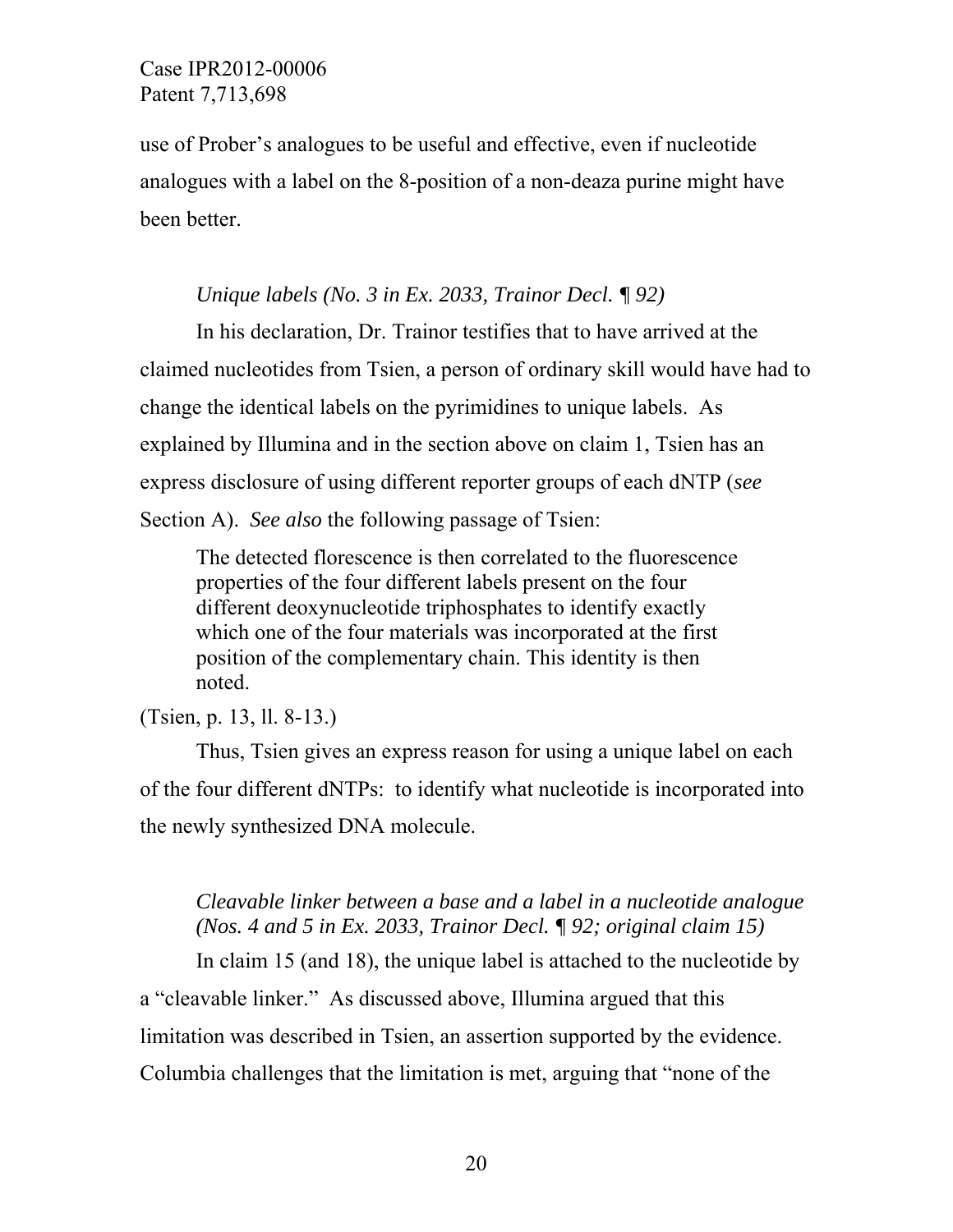use of Prober's analogues to be useful and effective, even if nucleotide analogues with a label on the 8-position of a non-deaza purine might have been better.

*Unique labels (No. 3 in Ex. 2033, Trainor Decl. ¶ 92)*

In his declaration, Dr. Trainor testifies that to have arrived at the claimed nucleotides from Tsien, a person of ordinary skill would have had to change the identical labels on the pyrimidines to unique labels. As explained by Illumina and in the section above on claim 1, Tsien has an express disclosure of using different reporter groups of each dNTP (*see* Section A). *See also* the following passage of Tsien:

> The detected florescence is then correlated to the fluorescence properties of the four different labels present on the four different deoxynucleotide triphosphates to identify exactly which one of the four materials was incorporated at the first position of the complementary chain. This identity is then noted.

(Tsien, p. 13, ll. 8-13.)

Thus, Tsien gives an express reason for using a unique label on each of the four different dNTPs: to identify what nucleotide is incorporated into the newly synthesized DNA molecule.

*Cleavable linker between a base and a label in a nucleotide analogue (Nos. 4 and 5 in Ex. 2033, Trainor Decl. ¶ 92; original claim 15)*

In claim 15 (and 18), the unique label is attached to the nucleotide by a "cleavable linker." As discussed above, Illumina argued that this limitation was described in Tsien, an assertion supported by the evidence. Columbia challenges that the limitation is met, arguing that "none of the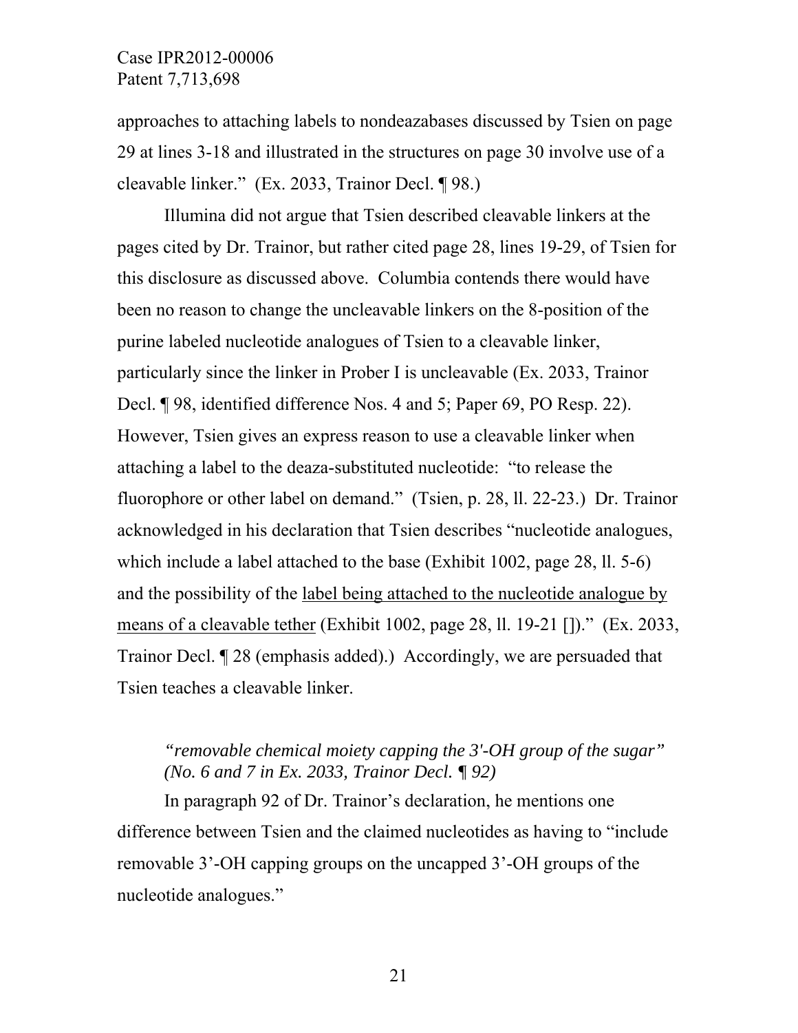approaches to attaching labels to nondeazabases discussed by Tsien on page 29 at lines 3-18 and illustrated in the structures on page 30 involve use of a cleavable linker." (Ex. 2033, Trainor Decl. ¶ 98.)

Illumina did not argue that Tsien described cleavable linkers at the pages cited by Dr. Trainor, but rather cited page 28, lines 19-29, of Tsien for this disclosure as discussed above. Columbia contends there would have been no reason to change the uncleavable linkers on the 8-position of the purine labeled nucleotide analogues of Tsien to a cleavable linker, particularly since the linker in Prober I is uncleavable (Ex. 2033, Trainor Decl. ¶ 98, identified difference Nos. 4 and 5; Paper 69, PO Resp. 22). However, Tsien gives an express reason to use a cleavable linker when attaching a label to the deaza-substituted nucleotide: "to release the fluorophore or other label on demand." (Tsien, p. 28, ll. 22-23.) Dr. Trainor acknowledged in his declaration that Tsien describes "nucleotide analogues, which include a label attached to the base (Exhibit 1002, page 28, ll. 5-6) and the possibility of the <u>label being attached to the nucleotide analogue by means of a cleavable tether</u> (Exhibit 1002, page 28, ll. 19-21 [])." (Ex. 2033, Trainor Decl. ¶ 28 (emphasis added).) Accordingly, we are persuaded that Tsien teaches a cleavable linker.

*"removable chemical moiety capping the 3'-OH group of the sugar" (No. 6 and 7 in Ex. 2033, Trainor Decl. ¶ 92)*

In paragraph 92 of Dr. Trainor's declaration, he mentions one difference between Tsien and the claimed nucleotides as having to "include removable 3'-OH capping groups on the uncapped 3'-OH groups of the nucleotide analogues."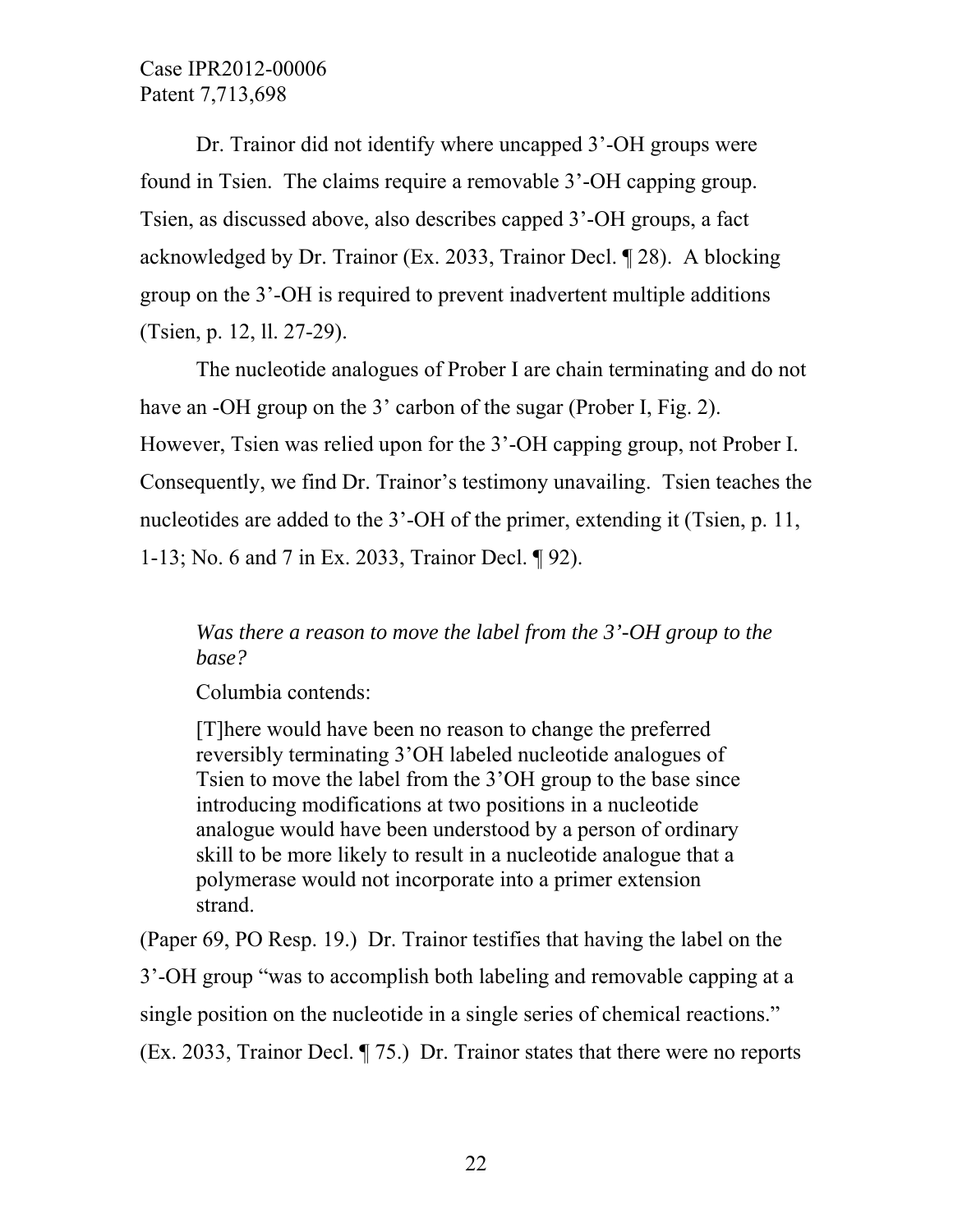Dr. Trainor did not identify where uncapped 3'-OH groups were found in Tsien. The claims require a removable 3'-OH capping group. Tsien, as discussed above, also describes capped 3'-OH groups, a fact acknowledged by Dr. Trainor (Ex. 2033, Trainor Decl. ¶ 28). A blocking group on the 3'-OH is required to prevent inadvertent multiple additions (Tsien, p. 12, ll. 27-29).

The nucleotide analogues of Prober I are chain terminating and do not have an -OH group on the 3' carbon of the sugar (Prober I, Fig. 2). However, Tsien was relied upon for the 3'-OH capping group, not Prober I. Consequently, we find Dr. Trainor's testimony unavailing. Tsien teaches the nucleotides are added to the 3'-OH of the primer, extending it (Tsien, p. 11, 1-13; No. 6 and 7 in Ex. 2033, Trainor Decl. ¶ 92).

*Was there a reason to move the label from the 3'-OH group to the base?*

Columbia contends:

> [T]here would have been no reason to change the preferred reversibly terminating 3'OH labeled nucleotide analogues of Tsien to move the label from the 3'OH group to the base since introducing modifications at two positions in a nucleotide analogue would have been understood by a person of ordinary skill to be more likely to result in a nucleotide analogue that a polymerase would not incorporate into a primer extension strand.

(Paper 69, PO Resp. 19.) Dr. Trainor testifies that having the label on the 3'-OH group "was to accomplish both labeling and removable capping at a single position on the nucleotide in a single series of chemical reactions." (Ex. 2033, Trainor Decl. ¶ 75.) Dr. Trainor states that there were no reports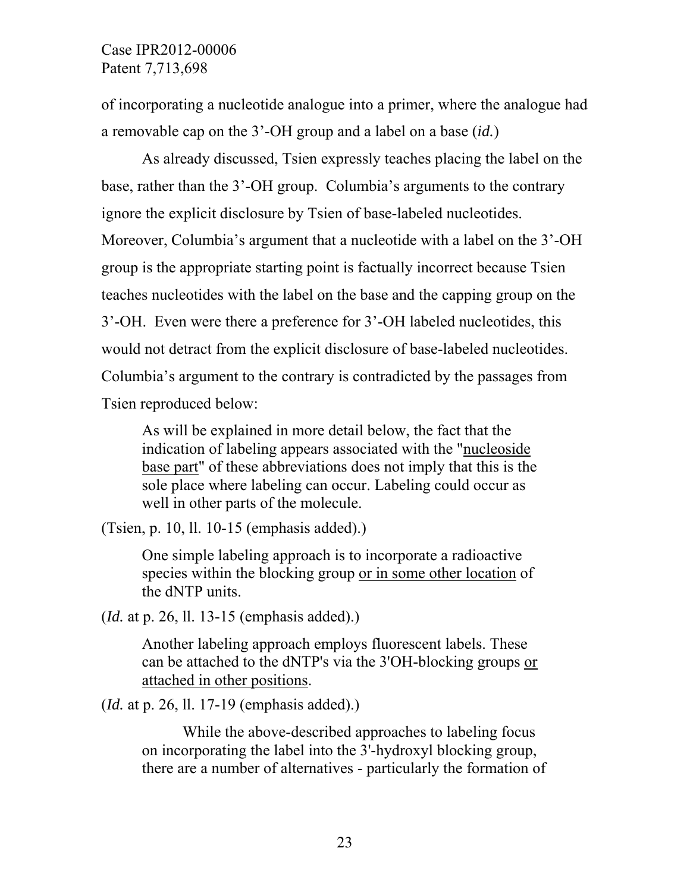of incorporating a nucleotide analogue into a primer, where the analogue had a removable cap on the 3'-OH group and a label on a base (*id.*)

As already discussed, Tsien expressly teaches placing the label on the base, rather than the 3'-OH group. Columbia's arguments to the contrary ignore the explicit disclosure by Tsien of base-labeled nucleotides. Moreover, Columbia's argument that a nucleotide with a label on the 3'-OH group is the appropriate starting point is factually incorrect because Tsien teaches nucleotides with the label on the base and the capping group on the 3'-OH. Even were there a preference for 3'-OH labeled nucleotides, this would not detract from the explicit disclosure of base-labeled nucleotides. Columbia's argument to the contrary is contradicted by the passages from Tsien reproduced below:

> As will be explained in more detail below, the fact that the indication of labeling appears associated with the "<u>nucleoside base part</u>" of these abbreviations does not imply that this is the sole place where labeling can occur. Labeling could occur as well in other parts of the molecule.

(Tsien, p. 10, ll. 10-15 (emphasis added).)

> One simple labeling approach is to incorporate a radioactive species within the blocking group <u>or in some other location</u> of the dNTP units.

(*Id.* at p. 26, ll. 13-15 (emphasis added).)

> Another labeling approach employs fluorescent labels. These can be attached to the dNTP's via the 3'OH-blocking groups <u>or attached in other positions</u>.

(*Id.* at p. 26, ll. 17-19 (emphasis added).)

> While the above-described approaches to labeling focus on incorporating the label into the 3'-hydroxyl blocking group, there are a number of alternatives - particularly the formation of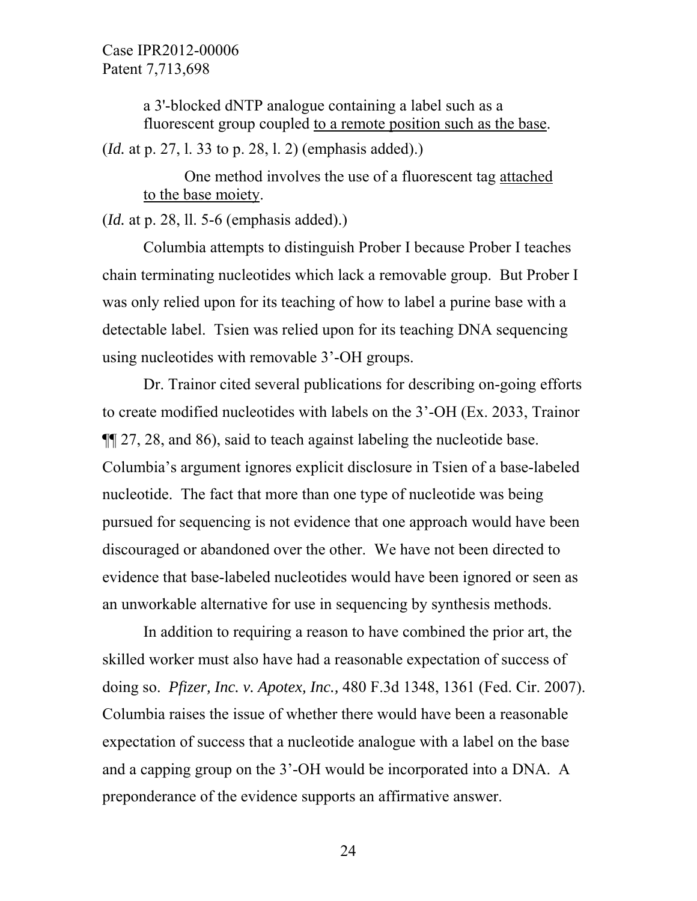> a 3'-blocked dNTP analogue containing a label such as a fluorescent group coupled <u>to a remote position such as the base</u>.

(*Id.* at p. 27, l. 33 to p. 28, l. 2) (emphasis added).)

> One method involves the use of a fluorescent tag <u>attached to the base moiety</u>.

(*Id.* at p. 28, ll. 5-6 (emphasis added).)

Columbia attempts to distinguish Prober I because Prober I teaches chain terminating nucleotides which lack a removable group. But Prober I was only relied upon for its teaching of how to label a purine base with a detectable label. Tsien was relied upon for its teaching DNA sequencing using nucleotides with removable 3'-OH groups.

Dr. Trainor cited several publications for describing on-going efforts to create modified nucleotides with labels on the 3'-OH (Ex. 2033, Trainor ¶¶ 27, 28, and 86), said to teach against labeling the nucleotide base. Columbia's argument ignores explicit disclosure in Tsien of a base-labeled nucleotide. The fact that more than one type of nucleotide was being pursued for sequencing is not evidence that one approach would have been discouraged or abandoned over the other. We have not been directed to evidence that base-labeled nucleotides would have been ignored or seen as an unworkable alternative for use in sequencing by synthesis methods.

In addition to requiring a reason to have combined the prior art, the skilled worker must also have had a reasonable expectation of success of doing so. *Pfizer, Inc. v. Apotex, Inc.,* 480 F.3d 1348, 1361 (Fed. Cir. 2007). Columbia raises the issue of whether there would have been a reasonable expectation of success that a nucleotide analogue with a label on the base and a capping group on the 3'-OH would be incorporated into a DNA. A preponderance of the evidence supports an affirmative answer.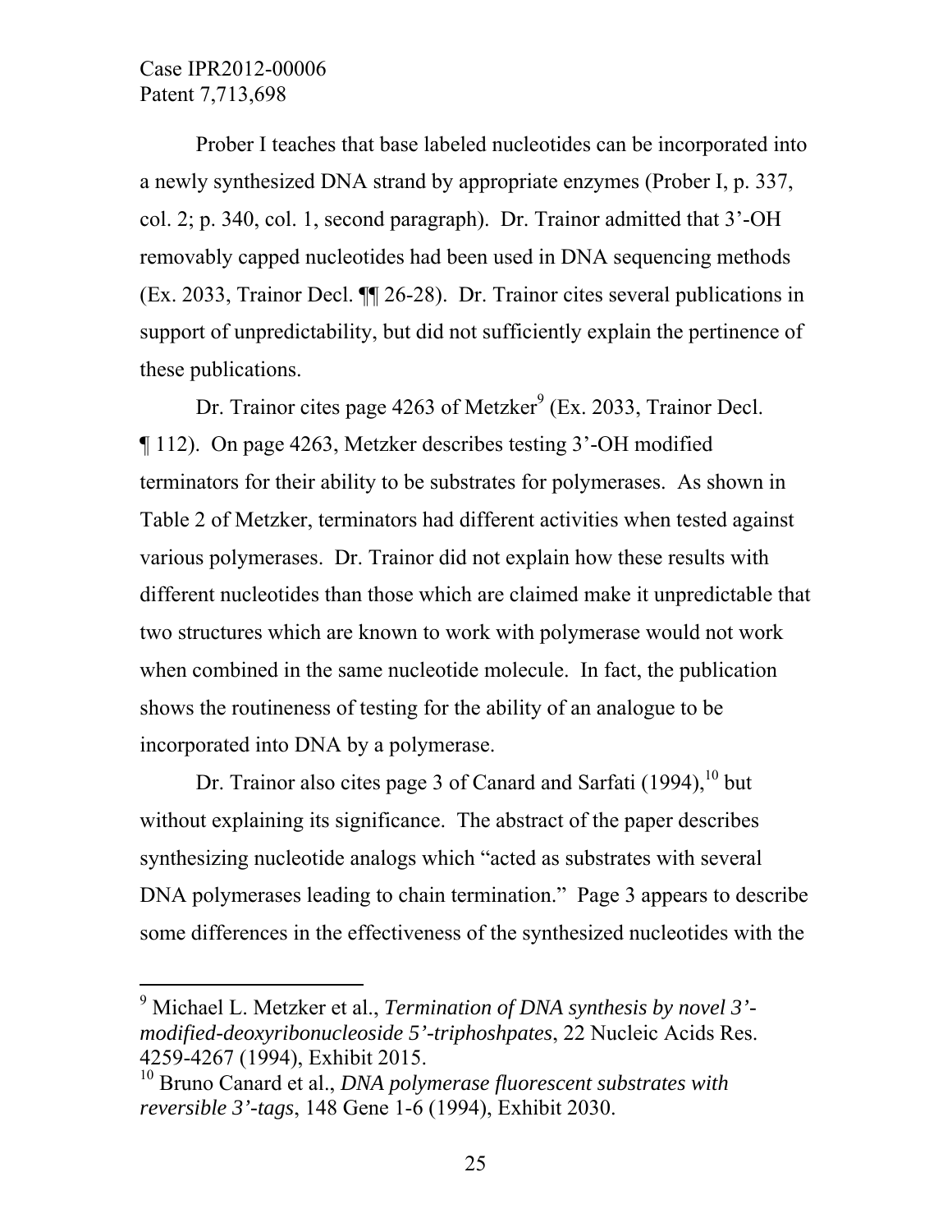Prober I teaches that base labeled nucleotides can be incorporated into a newly synthesized DNA strand by appropriate enzymes (Prober I, p. 337, col. 2; p. 340, col. 1, second paragraph). Dr. Trainor admitted that 3'-OH removably capped nucleotides had been used in DNA sequencing methods (Ex. 2033, Trainor Decl. ¶¶ 26-28). Dr. Trainor cites several publications in support of unpredictability, but did not sufficiently explain the pertinence of these publications.

Dr. Trainor cites page 4263 of Metzker[9] (Ex. 2033, Trainor Decl. ¶ 112). On page 4263, Metzker describes testing 3'-OH modified terminators for their ability to be substrates for polymerases. As shown in Table 2 of Metzker, terminators had different activities when tested against various polymerases. Dr. Trainor did not explain how these results with different nucleotides than those which are claimed make it unpredictable that two structures which are known to work with polymerase would not work when combined in the same nucleotide molecule. In fact, the publication shows the routineness of testing for the ability of an analogue to be incorporated into DNA by a polymerase.

Dr. Trainor also cites page 3 of Canard and Sarfati (1994),[10] but without explaining its significance. The abstract of the paper describes synthesizing nucleotide analogs which "acted as substrates with several DNA polymerases leading to chain termination." Page 3 appears to describe some differences in the effectiveness of the synthesized nucleotides with the

---

[9] Michael L. Metzker et al., *Termination of DNA synthesis by novel 3'-modified-deoxyribonucleoside 5'-triphoshpates*, 22 Nucleic Acids Res. 4259-4267 (1994), Exhibit 2015.

[10] Bruno Canard et al., *DNA polymerase fluorescent substrates with reversible 3'-tags*, 148 Gene 1-6 (1994), Exhibit 2030.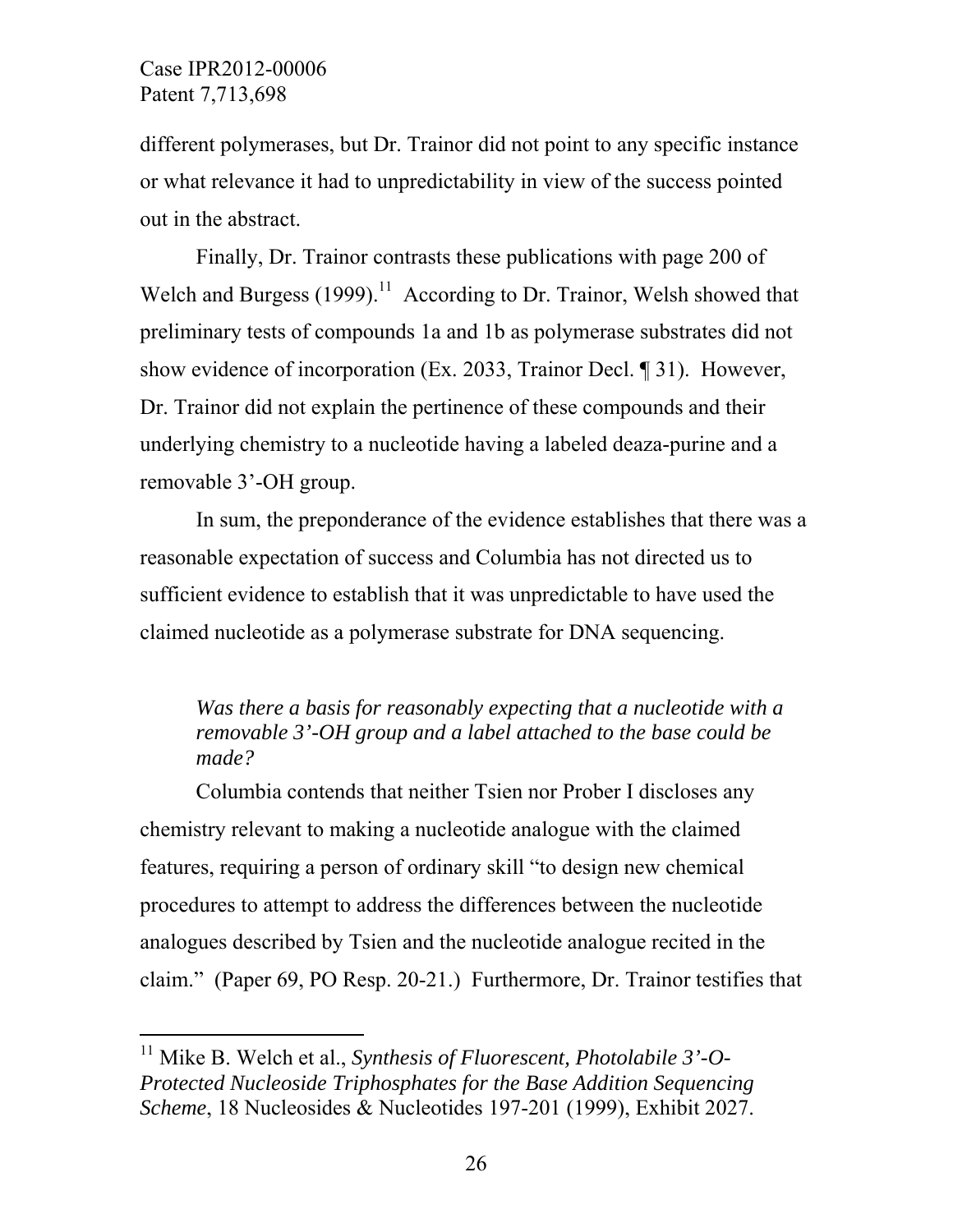different polymerases, but Dr. Trainor did not point to any specific instance or what relevance it had to unpredictability in view of the success pointed out in the abstract.

Finally, Dr. Trainor contrasts these publications with page 200 of Welch and Burgess (1999).[11] According to Dr. Trainor, Welsh showed that preliminary tests of compounds 1a and 1b as polymerase substrates did not show evidence of incorporation (Ex. 2033, Trainor Decl. ¶ 31). However, Dr. Trainor did not explain the pertinence of these compounds and their underlying chemistry to a nucleotide having a labeled deaza-purine and a removable 3'-OH group.

In sum, the preponderance of the evidence establishes that there was a reasonable expectation of success and Columbia has not directed us to sufficient evidence to establish that it was unpredictable to have used the claimed nucleotide as a polymerase substrate for DNA sequencing.

*Was there a basis for reasonably expecting that a nucleotide with a removable 3'-OH group and a label attached to the base could be made?*

Columbia contends that neither Tsien nor Prober I discloses any chemistry relevant to making a nucleotide analogue with the claimed features, requiring a person of ordinary skill "to design new chemical procedures to attempt to address the differences between the nucleotide analogues described by Tsien and the nucleotide analogue recited in the claim." (Paper 69, PO Resp. 20-21.) Furthermore, Dr. Trainor testifies that

---

[11] Mike B. Welch et al., *Synthesis of Fluorescent, Photolabile 3'-O-Protected Nucleoside Triphosphates for the Base Addition Sequencing Scheme*, 18 Nucleosides & Nucleotides 197-201 (1999), Exhibit 2027.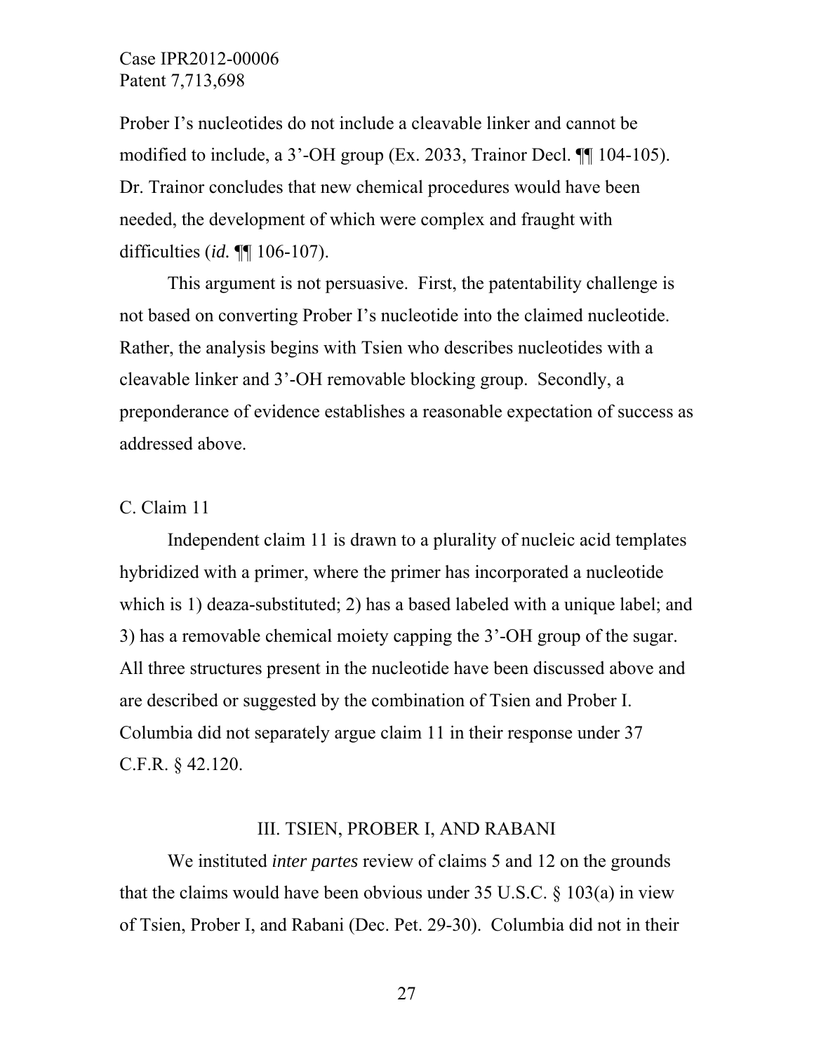Prober I's nucleotides do not include a cleavable linker and cannot be modified to include, a 3'-OH group (Ex. 2033, Trainor Decl. ¶¶ 104-105). Dr. Trainor concludes that new chemical procedures would have been needed, the development of which were complex and fraught with difficulties (*id.* ¶¶ 106-107).

This argument is not persuasive. First, the patentability challenge is not based on converting Prober I's nucleotide into the claimed nucleotide. Rather, the analysis begins with Tsien who describes nucleotides with a cleavable linker and 3'-OH removable blocking group. Secondly, a preponderance of evidence establishes a reasonable expectation of success as addressed above.

## C. Claim 11

Independent claim 11 is drawn to a plurality of nucleic acid templates hybridized with a primer, where the primer has incorporated a nucleotide which is 1) deaza-substituted; 2) has a based labeled with a unique label; and 3) has a removable chemical moiety capping the 3'-OH group of the sugar. All three structures present in the nucleotide have been discussed above and are described or suggested by the combination of Tsien and Prober I. Columbia did not separately argue claim 11 in their response under 37 C.F.R. § 42.120.

## III. TSIEN, PROBER I, AND RABANI

We instituted *inter partes* review of claims 5 and 12 on the grounds that the claims would have been obvious under 35 U.S.C. § 103(a) in view of Tsien, Prober I, and Rabani (Dec. Pet. 29-30). Columbia did not in their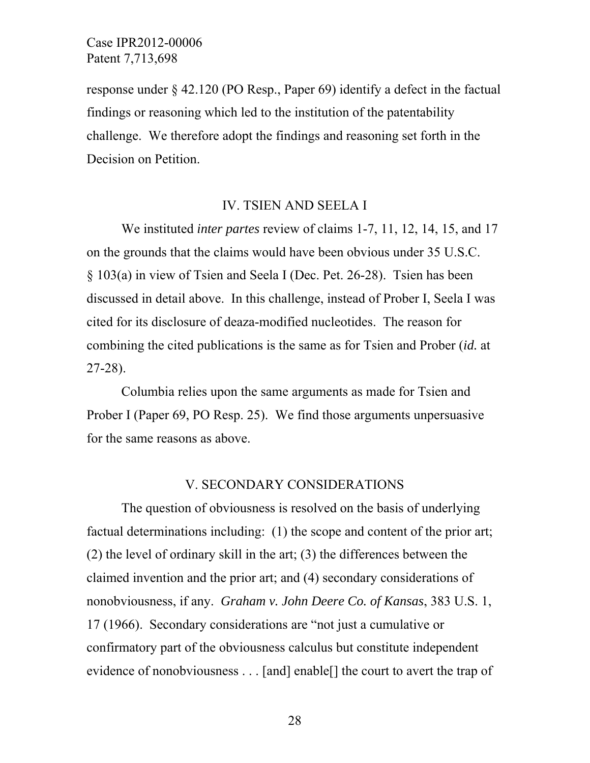response under § 42.120 (PO Resp., Paper 69) identify a defect in the factual findings or reasoning which led to the institution of the patentability challenge. We therefore adopt the findings and reasoning set forth in the Decision on Petition.

## IV. TSIEN AND SEELA I

We instituted *inter partes* review of claims 1-7, 11, 12, 14, 15, and 17 on the grounds that the claims would have been obvious under 35 U.S.C. § 103(a) in view of Tsien and Seela I (Dec. Pet. 26-28). Tsien has been discussed in detail above. In this challenge, instead of Prober I, Seela I was cited for its disclosure of deaza-modified nucleotides. The reason for combining the cited publications is the same as for Tsien and Prober (*id.* at 27-28).

Columbia relies upon the same arguments as made for Tsien and Prober I (Paper 69, PO Resp. 25). We find those arguments unpersuasive for the same reasons as above.

## V. SECONDARY CONSIDERATIONS

The question of obviousness is resolved on the basis of underlying factual determinations including: (1) the scope and content of the prior art; (2) the level of ordinary skill in the art; (3) the differences between the claimed invention and the prior art; and (4) secondary considerations of nonobviousness, if any. *Graham v. John Deere Co. of Kansas*, 383 U.S. 1, 17 (1966). Secondary considerations are "not just a cumulative or confirmatory part of the obviousness calculus but constitute independent evidence of nonobviousness . . . [and] enable[] the court to avert the trap of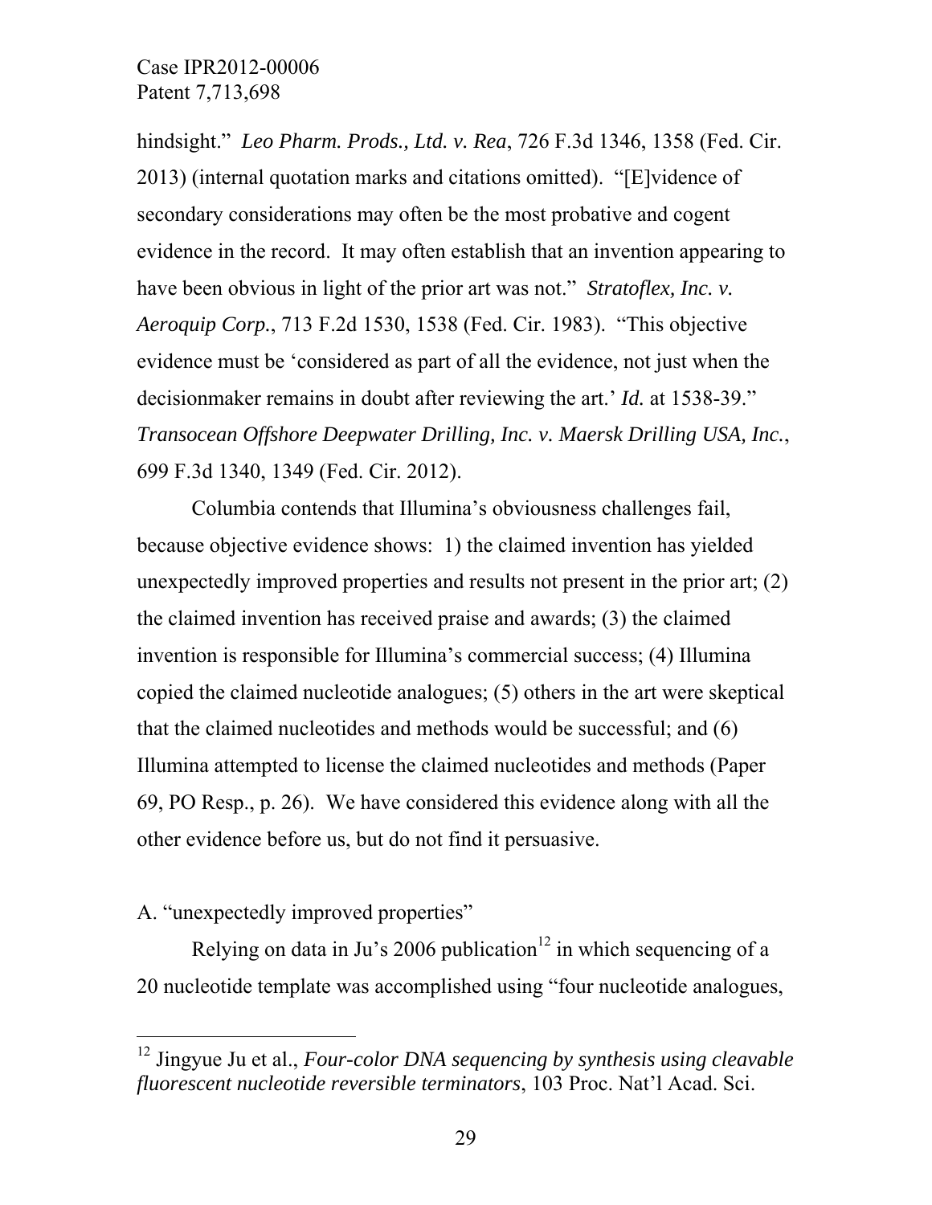hindsight." *Leo Pharm. Prods., Ltd. v. Rea*, 726 F.3d 1346, 1358 (Fed. Cir. 2013) (internal quotation marks and citations omitted). "[E]vidence of secondary considerations may often be the most probative and cogent evidence in the record. It may often establish that an invention appearing to have been obvious in light of the prior art was not." *Stratoflex, Inc. v. Aeroquip Corp.*, 713 F.2d 1530, 1538 (Fed. Cir. 1983). "This objective evidence must be 'considered as part of all the evidence, not just when the decisionmaker remains in doubt after reviewing the art.' *Id.* at 1538-39." *Transocean Offshore Deepwater Drilling, Inc. v. Maersk Drilling USA, Inc.*, 699 F.3d 1340, 1349 (Fed. Cir. 2012).

Columbia contends that Illumina's obviousness challenges fail, because objective evidence shows: 1) the claimed invention has yielded unexpectedly improved properties and results not present in the prior art; (2) the claimed invention has received praise and awards; (3) the claimed invention is responsible for Illumina's commercial success; (4) Illumina copied the claimed nucleotide analogues; (5) others in the art were skeptical that the claimed nucleotides and methods would be successful; and (6) Illumina attempted to license the claimed nucleotides and methods (Paper 69, PO Resp., p. 26). We have considered this evidence along with all the other evidence before us, but do not find it persuasive.

A. "unexpectedly improved properties"

Relying on data in Ju's 2006 publication[12] in which sequencing of a 20 nucleotide template was accomplished using "four nucleotide analogues,

[12] Jingyue Ju et al., *Four-color DNA sequencing by synthesis using cleavable fluorescent nucleotide reversible terminators*, 103 Proc. Nat'l Acad. Sci.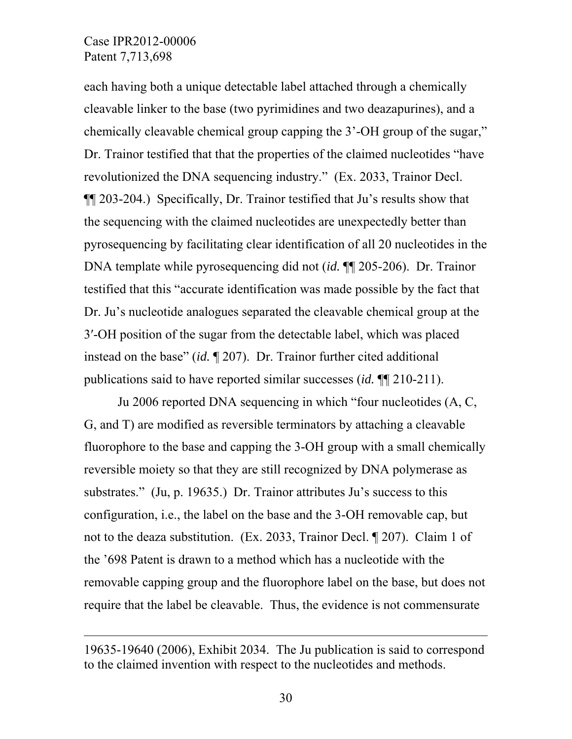each having both a unique detectable label attached through a chemically cleavable linker to the base (two pyrimidines and two deazapurines), and a chemically cleavable chemical group capping the 3'-OH group of the sugar," Dr. Trainor testified that that the properties of the claimed nucleotides "have revolutionized the DNA sequencing industry." (Ex. 2033, Trainor Decl. ¶¶ 203-204.) Specifically, Dr. Trainor testified that Ju's results show that the sequencing with the claimed nucleotides are unexpectedly better than pyrosequencing by facilitating clear identification of all 20 nucleotides in the DNA template while pyrosequencing did not (*id.* ¶¶ 205-206). Dr. Trainor testified that this "accurate identification was made possible by the fact that Dr. Ju's nucleotide analogues separated the cleavable chemical group at the 3′-OH position of the sugar from the detectable label, which was placed instead on the base" (*id.* ¶ 207). Dr. Trainor further cited additional publications said to have reported similar successes (*id.* ¶¶ 210-211).

Ju 2006 reported DNA sequencing in which "four nucleotides (A, C, G, and T) are modified as reversible terminators by attaching a cleavable fluorophore to the base and capping the 3-OH group with a small chemically reversible moiety so that they are still recognized by DNA polymerase as substrates." (Ju, p. 19635.) Dr. Trainor attributes Ju's success to this configuration, i.e., the label on the base and the 3-OH removable cap, but not to the deaza substitution. (Ex. 2033, Trainor Decl. ¶ 207). Claim 1 of the '698 Patent is drawn to a method which has a nucleotide with the removable capping group and the fluorophore label on the base, but does not require that the label be cleavable. Thus, the evidence is not commensurate

---

19635-19640 (2006), Exhibit 2034. The Ju publication is said to correspond to the claimed invention with respect to the nucleotides and methods.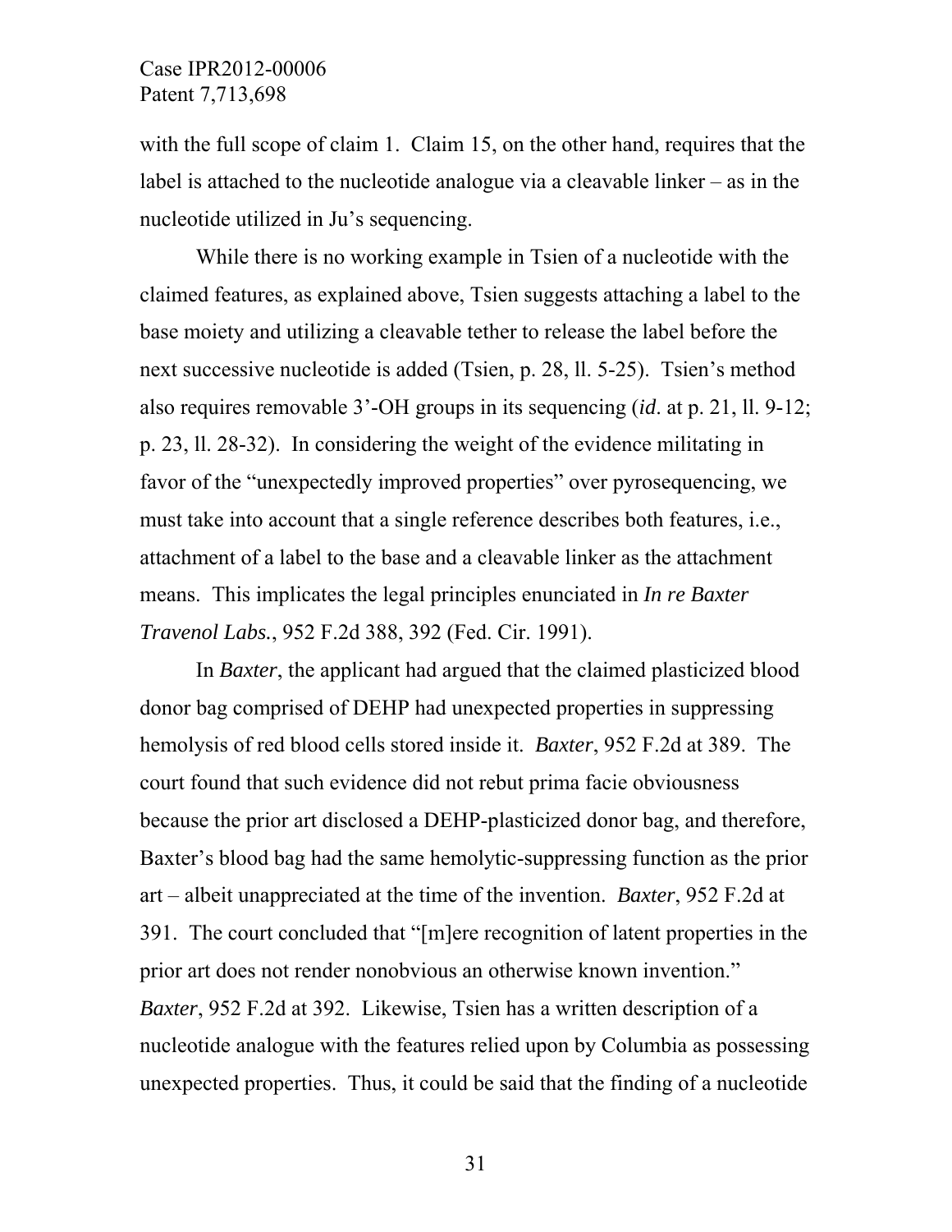with the full scope of claim 1. Claim 15, on the other hand, requires that the label is attached to the nucleotide analogue via a cleavable linker – as in the nucleotide utilized in Ju's sequencing.

While there is no working example in Tsien of a nucleotide with the claimed features, as explained above, Tsien suggests attaching a label to the base moiety and utilizing a cleavable tether to release the label before the next successive nucleotide is added (Tsien, p. 28, ll. 5-25). Tsien's method also requires removable 3'-OH groups in its sequencing (*id*. at p. 21, ll. 9-12; p. 23, ll. 28-32). In considering the weight of the evidence militating in favor of the "unexpectedly improved properties" over pyrosequencing, we must take into account that a single reference describes both features, i.e., attachment of a label to the base and a cleavable linker as the attachment means. This implicates the legal principles enunciated in *In re Baxter Travenol Labs.*, 952 F.2d 388, 392 (Fed. Cir. 1991).

In *Baxter*, the applicant had argued that the claimed plasticized blood donor bag comprised of DEHP had unexpected properties in suppressing hemolysis of red blood cells stored inside it. *Baxter*, 952 F.2d at 389. The court found that such evidence did not rebut prima facie obviousness because the prior art disclosed a DEHP-plasticized donor bag, and therefore, Baxter's blood bag had the same hemolytic-suppressing function as the prior art – albeit unappreciated at the time of the invention. *Baxter*, 952 F.2d at 391. The court concluded that "[m]ere recognition of latent properties in the prior art does not render nonobvious an otherwise known invention." *Baxter*, 952 F.2d at 392. Likewise, Tsien has a written description of a nucleotide analogue with the features relied upon by Columbia as possessing unexpected properties. Thus, it could be said that the finding of a nucleotide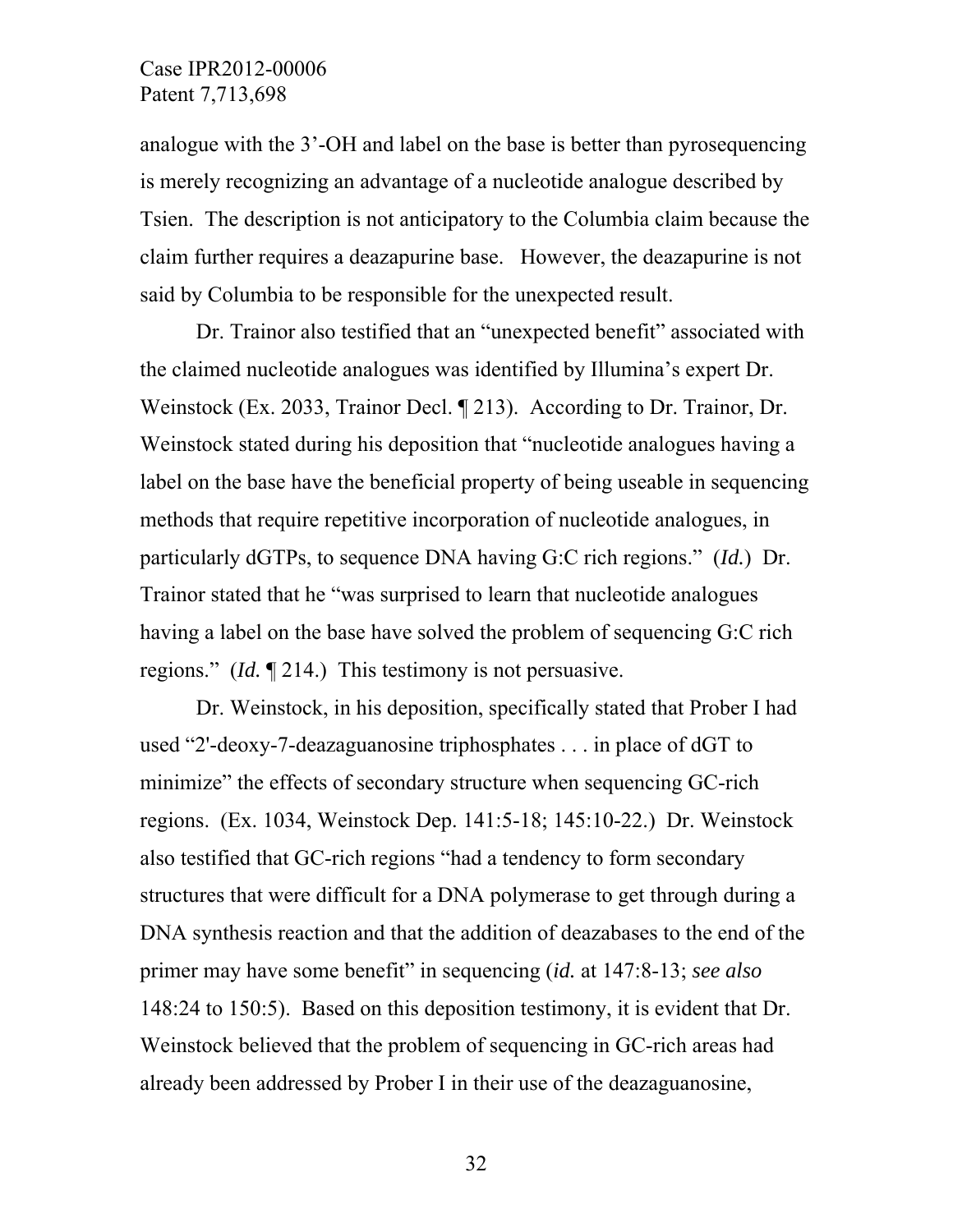analogue with the 3'-OH and label on the base is better than pyrosequencing is merely recognizing an advantage of a nucleotide analogue described by Tsien. The description is not anticipatory to the Columbia claim because the claim further requires a deazapurine base. However, the deazapurine is not said by Columbia to be responsible for the unexpected result.

Dr. Trainor also testified that an "unexpected benefit" associated with the claimed nucleotide analogues was identified by Illumina's expert Dr. Weinstock (Ex. 2033, Trainor Decl. ¶ 213). According to Dr. Trainor, Dr. Weinstock stated during his deposition that "nucleotide analogues having a label on the base have the beneficial property of being useable in sequencing methods that require repetitive incorporation of nucleotide analogues, in particularly dGTPs, to sequence DNA having G:C rich regions." (*Id.*) Dr. Trainor stated that he "was surprised to learn that nucleotide analogues having a label on the base have solved the problem of sequencing G:C rich regions." (*Id.* ¶ 214.) This testimony is not persuasive.

Dr. Weinstock, in his deposition, specifically stated that Prober I had used "2'-deoxy-7-deazaguanosine triphosphates . . . in place of dGT to minimize" the effects of secondary structure when sequencing GC-rich regions. (Ex. 1034, Weinstock Dep. 141:5-18; 145:10-22.) Dr. Weinstock also testified that GC-rich regions "had a tendency to form secondary structures that were difficult for a DNA polymerase to get through during a DNA synthesis reaction and that the addition of deazabases to the end of the primer may have some benefit" in sequencing (*id.* at 147:8-13; *see also* 148:24 to 150:5). Based on this deposition testimony, it is evident that Dr. Weinstock believed that the problem of sequencing in GC-rich areas had already been addressed by Prober I in their use of the deazaguanosine,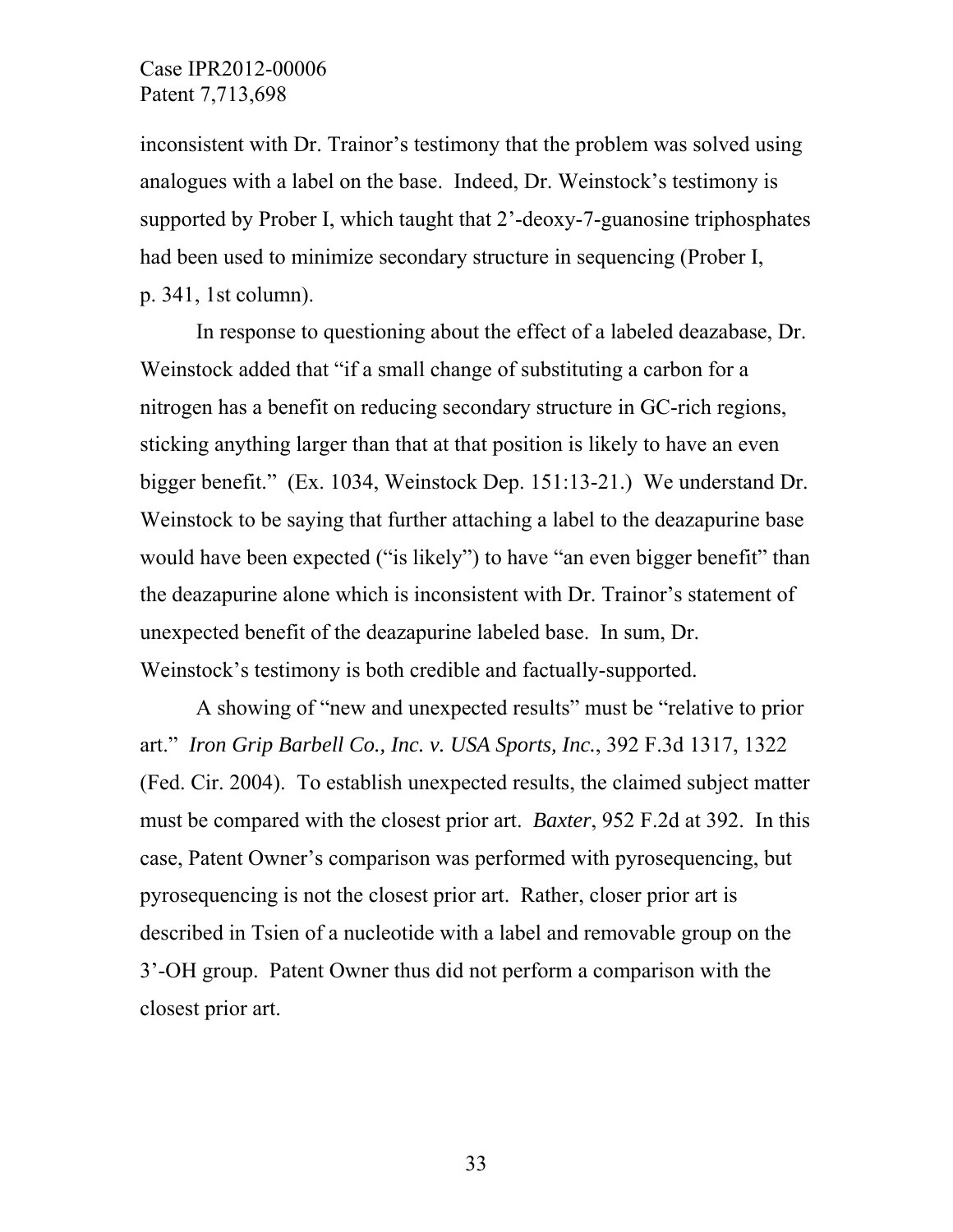inconsistent with Dr. Trainor's testimony that the problem was solved using analogues with a label on the base. Indeed, Dr. Weinstock's testimony is supported by Prober I, which taught that 2'-deoxy-7-guanosine triphosphates had been used to minimize secondary structure in sequencing (Prober I, p. 341, 1st column).

In response to questioning about the effect of a labeled deazabase, Dr. Weinstock added that "if a small change of substituting a carbon for a nitrogen has a benefit on reducing secondary structure in GC-rich regions, sticking anything larger than that at that position is likely to have an even bigger benefit." (Ex. 1034, Weinstock Dep. 151:13-21.) We understand Dr. Weinstock to be saying that further attaching a label to the deazapurine base would have been expected ("is likely") to have "an even bigger benefit" than the deazapurine alone which is inconsistent with Dr. Trainor's statement of unexpected benefit of the deazapurine labeled base. In sum, Dr. Weinstock's testimony is both credible and factually-supported.

A showing of "new and unexpected results" must be "relative to prior art." *Iron Grip Barbell Co., Inc. v. USA Sports, Inc.*, 392 F.3d 1317, 1322 (Fed. Cir. 2004). To establish unexpected results, the claimed subject matter must be compared with the closest prior art. *Baxter*, 952 F.2d at 392. In this case, Patent Owner's comparison was performed with pyrosequencing, but pyrosequencing is not the closest prior art. Rather, closer prior art is described in Tsien of a nucleotide with a label and removable group on the 3'-OH group. Patent Owner thus did not perform a comparison with the closest prior art.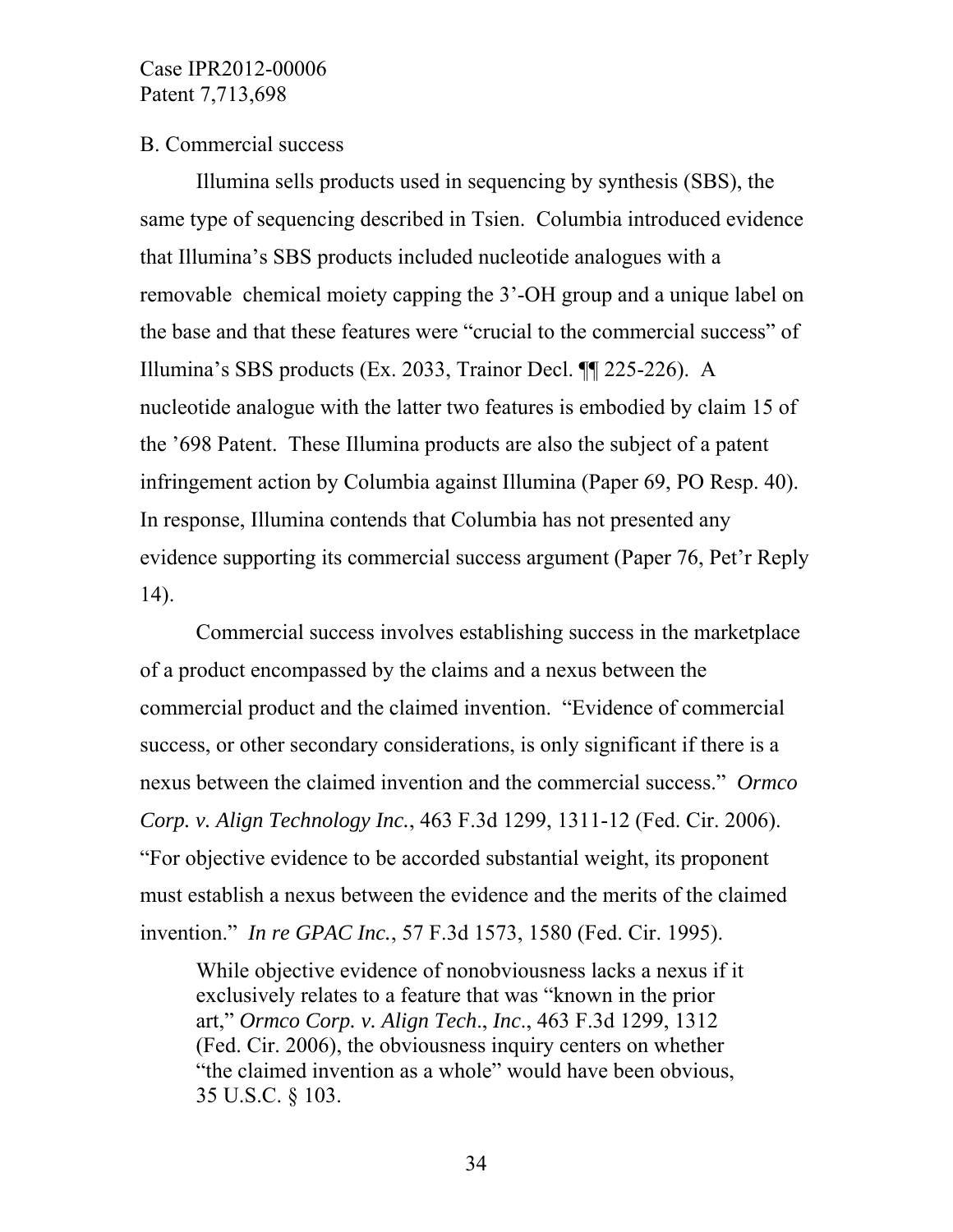B. Commercial success

Illumina sells products used in sequencing by synthesis (SBS), the same type of sequencing described in Tsien. Columbia introduced evidence that Illumina's SBS products included nucleotide analogues with a removable chemical moiety capping the 3'-OH group and a unique label on the base and that these features were "crucial to the commercial success" of Illumina's SBS products (Ex. 2033, Trainor Decl. ¶¶ 225-226). A nucleotide analogue with the latter two features is embodied by claim 15 of the '698 Patent. These Illumina products are also the subject of a patent infringement action by Columbia against Illumina (Paper 69, PO Resp. 40). In response, Illumina contends that Columbia has not presented any evidence supporting its commercial success argument (Paper 76, Pet'r Reply 14).

Commercial success involves establishing success in the marketplace of a product encompassed by the claims and a nexus between the commercial product and the claimed invention. "Evidence of commercial success, or other secondary considerations, is only significant if there is a nexus between the claimed invention and the commercial success." *Ormco Corp. v. Align Technology Inc.*, 463 F.3d 1299, 1311-12 (Fed. Cir. 2006). "For objective evidence to be accorded substantial weight, its proponent must establish a nexus between the evidence and the merits of the claimed invention." *In re GPAC Inc.*, 57 F.3d 1573, 1580 (Fed. Cir. 1995).

> While objective evidence of nonobviousness lacks a nexus if it exclusively relates to a feature that was "known in the prior art," *Ormco Corp. v. Align Tech*., *Inc*., 463 F.3d 1299, 1312 (Fed. Cir. 2006), the obviousness inquiry centers on whether "the claimed invention as a whole" would have been obvious, 35 U.S.C. § 103.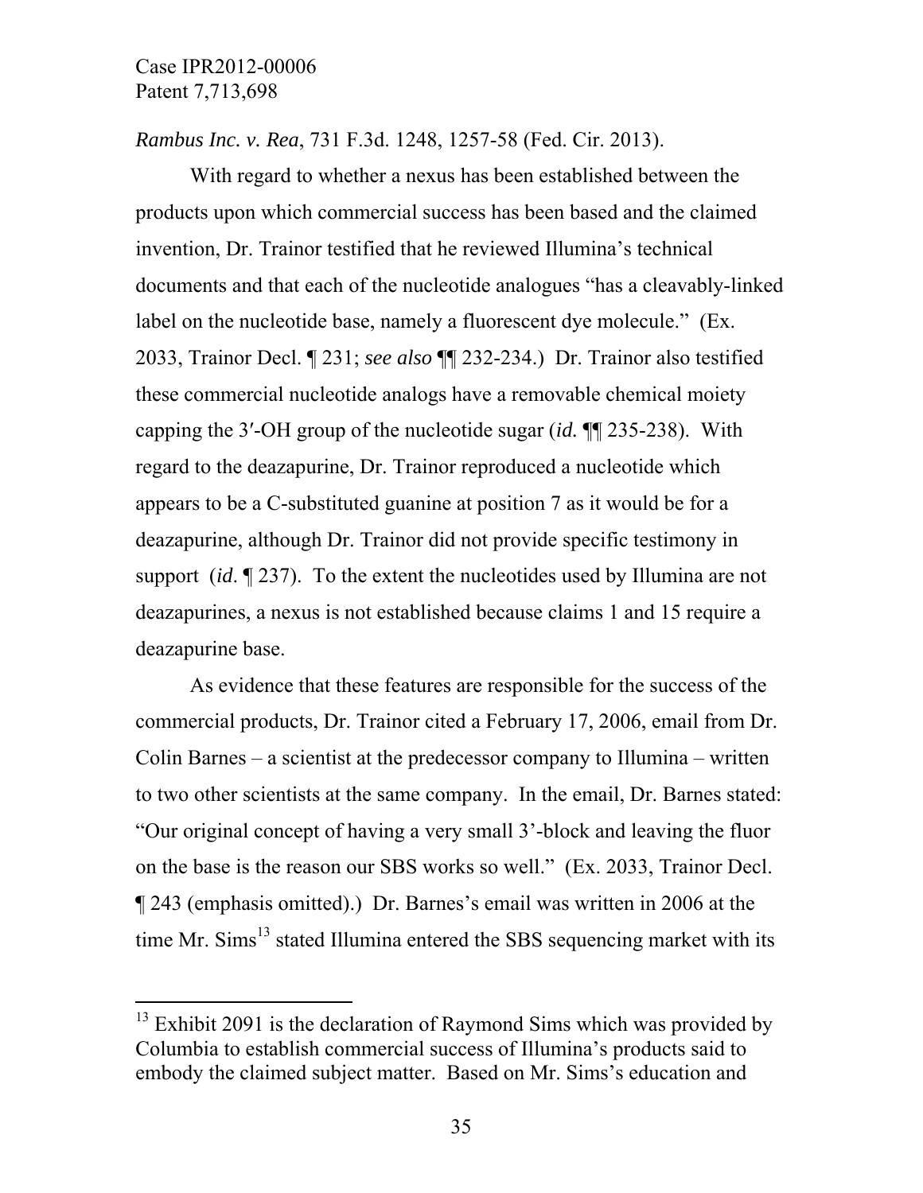*Rambus Inc. v. Rea*, 731 F.3d. 1248, 1257-58 (Fed. Cir. 2013).

With regard to whether a nexus has been established between the products upon which commercial success has been based and the claimed invention, Dr. Trainor testified that he reviewed Illumina's technical documents and that each of the nucleotide analogues "has a cleavably-linked label on the nucleotide base, namely a fluorescent dye molecule." (Ex. 2033, Trainor Decl. ¶ 231; *see also* ¶¶ 232-234.) Dr. Trainor also testified these commercial nucleotide analogs have a removable chemical moiety capping the 3′-OH group of the nucleotide sugar (*id.* ¶¶ 235-238). With regard to the deazapurine, Dr. Trainor reproduced a nucleotide which appears to be a C-substituted guanine at position 7 as it would be for a deazapurine, although Dr. Trainor did not provide specific testimony in support (*id*. ¶ 237). To the extent the nucleotides used by Illumina are not deazapurines, a nexus is not established because claims 1 and 15 require a deazapurine base.

As evidence that these features are responsible for the success of the commercial products, Dr. Trainor cited a February 17, 2006, email from Dr. Colin Barnes – a scientist at the predecessor company to Illumina – written to two other scientists at the same company. In the email, Dr. Barnes stated: "Our original concept of having a very small 3'-block and leaving the fluor on the base is the reason our SBS works so well." (Ex. 2033, Trainor Decl. ¶ 243 (emphasis omitted).) Dr. Barnes's email was written in 2006 at the time Mr. Sims[13] stated Illumina entered the SBS sequencing market with its

---

[13] Exhibit 2091 is the declaration of Raymond Sims which was provided by Columbia to establish commercial success of Illumina's products said to embody the claimed subject matter. Based on Mr. Sims's education and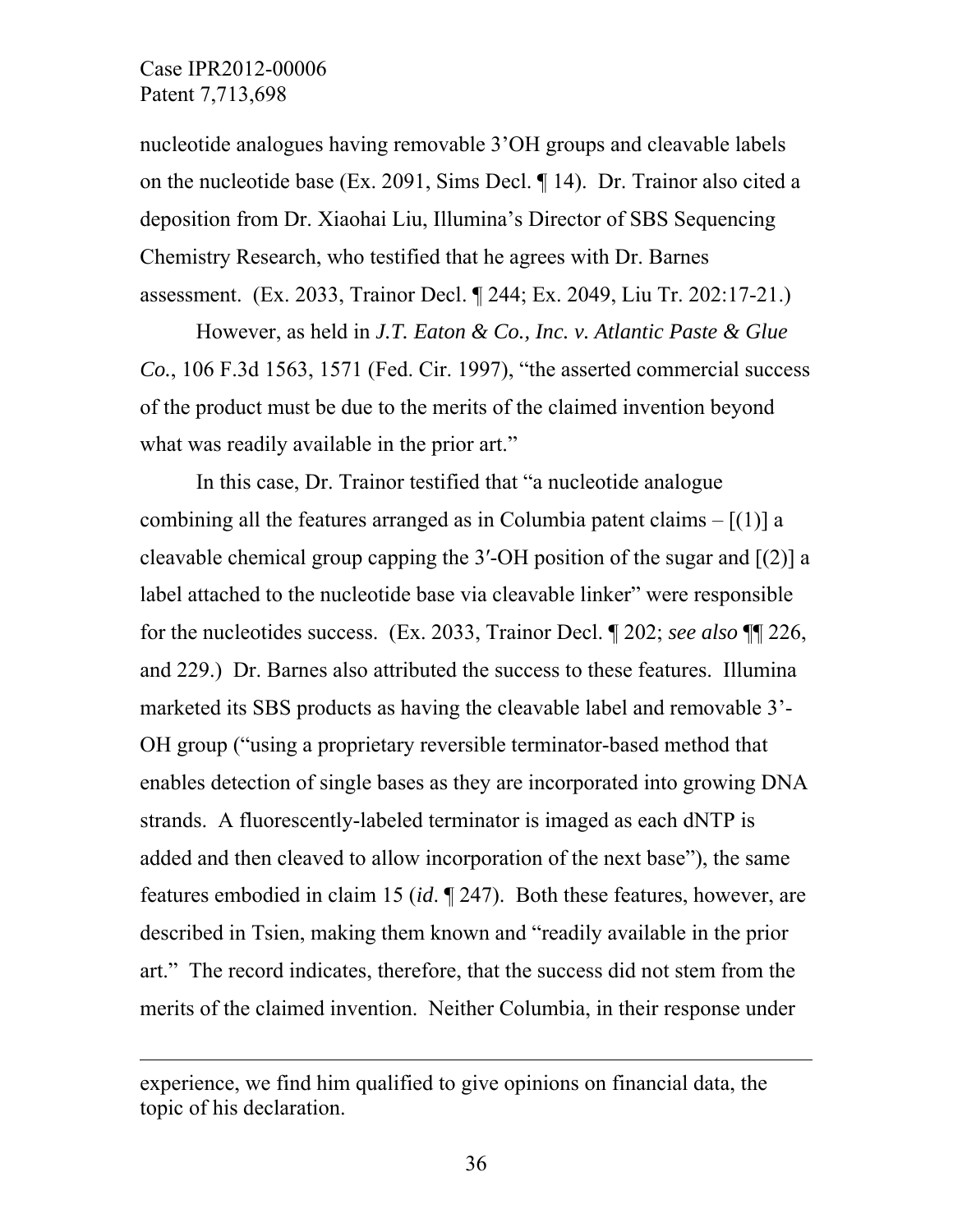nucleotide analogues having removable 3'OH groups and cleavable labels on the nucleotide base (Ex. 2091, Sims Decl. ¶ 14). Dr. Trainor also cited a deposition from Dr. Xiaohai Liu, Illumina's Director of SBS Sequencing Chemistry Research, who testified that he agrees with Dr. Barnes assessment. (Ex. 2033, Trainor Decl. ¶ 244; Ex. 2049, Liu Tr. 202:17-21.)

However, as held in *J.T. Eaton & Co., Inc. v. Atlantic Paste & Glue Co.*, 106 F.3d 1563, 1571 (Fed. Cir. 1997), "the asserted commercial success of the product must be due to the merits of the claimed invention beyond what was readily available in the prior art."

In this case, Dr. Trainor testified that "a nucleotide analogue combining all the features arranged as in Columbia patent claims – [(1)] a cleavable chemical group capping the 3′-OH position of the sugar and [(2)] a label attached to the nucleotide base via cleavable linker" were responsible for the nucleotides success. (Ex. 2033, Trainor Decl. ¶ 202; *see also* ¶¶ 226, and 229.) Dr. Barnes also attributed the success to these features. Illumina marketed its SBS products as having the cleavable label and removable 3'-OH group ("using a proprietary reversible terminator-based method that enables detection of single bases as they are incorporated into growing DNA strands. A fluorescently-labeled terminator is imaged as each dNTP is added and then cleaved to allow incorporation of the next base"), the same features embodied in claim 15 (*id*. ¶ 247). Both these features, however, are described in Tsien, making them known and "readily available in the prior art." The record indicates, therefore, that the success did not stem from the merits of the claimed invention. Neither Columbia, in their response under

---

experience, we find him qualified to give opinions on financial data, the topic of his declaration.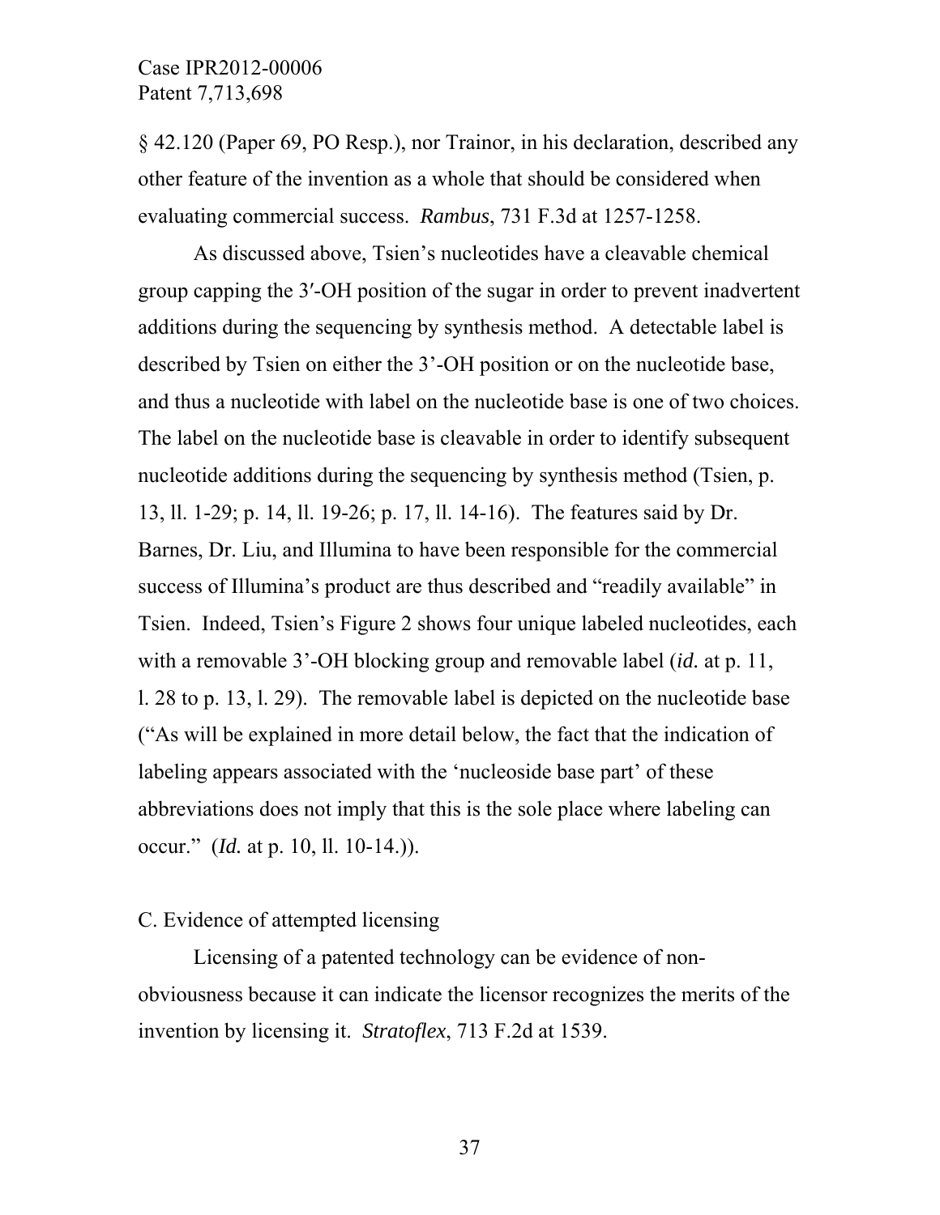§ 42.120 (Paper 69, PO Resp.), nor Trainor, in his declaration, described any other feature of the invention as a whole that should be considered when evaluating commercial success. *Rambus*, 731 F.3d at 1257-1258.

As discussed above, Tsien's nucleotides have a cleavable chemical group capping the 3′-OH position of the sugar in order to prevent inadvertent additions during the sequencing by synthesis method. A detectable label is described by Tsien on either the 3'-OH position or on the nucleotide base, and thus a nucleotide with label on the nucleotide base is one of two choices. The label on the nucleotide base is cleavable in order to identify subsequent nucleotide additions during the sequencing by synthesis method (Tsien, p. 13, ll. 1-29; p. 14, ll. 19-26; p. 17, ll. 14-16). The features said by Dr. Barnes, Dr. Liu, and Illumina to have been responsible for the commercial success of Illumina's product are thus described and "readily available" in Tsien. Indeed, Tsien's Figure 2 shows four unique labeled nucleotides, each with a removable 3'-OH blocking group and removable label (*id.* at p. 11, l. 28 to p. 13, l. 29). The removable label is depicted on the nucleotide base ("As will be explained in more detail below, the fact that the indication of labeling appears associated with the 'nucleoside base part' of these abbreviations does not imply that this is the sole place where labeling can occur." (*Id.* at p. 10, ll. 10-14.)).

C. Evidence of attempted licensing

Licensing of a patented technology can be evidence of non-obviousness because it can indicate the licensor recognizes the merits of the invention by licensing it. *Stratoflex*, 713 F.2d at 1539.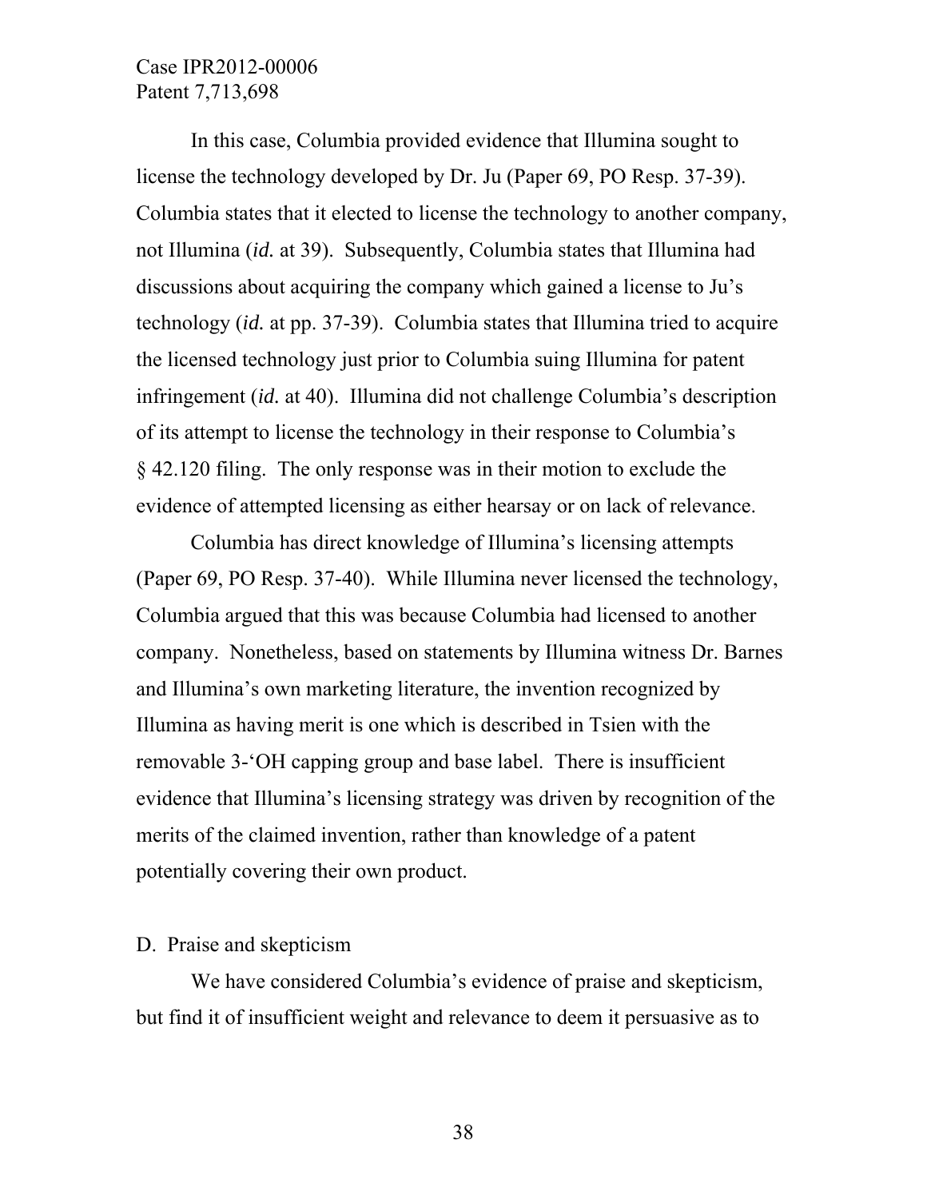In this case, Columbia provided evidence that Illumina sought to license the technology developed by Dr. Ju (Paper 69, PO Resp. 37-39). Columbia states that it elected to license the technology to another company, not Illumina (*id.* at 39). Subsequently, Columbia states that Illumina had discussions about acquiring the company which gained a license to Ju's technology (*id.* at pp. 37-39). Columbia states that Illumina tried to acquire the licensed technology just prior to Columbia suing Illumina for patent infringement (*id.* at 40). Illumina did not challenge Columbia's description of its attempt to license the technology in their response to Columbia's § 42.120 filing. The only response was in their motion to exclude the evidence of attempted licensing as either hearsay or on lack of relevance.

Columbia has direct knowledge of Illumina's licensing attempts (Paper 69, PO Resp. 37-40). While Illumina never licensed the technology, Columbia argued that this was because Columbia had licensed to another company. Nonetheless, based on statements by Illumina witness Dr. Barnes and Illumina's own marketing literature, the invention recognized by Illumina as having merit is one which is described in Tsien with the removable 3-'OH capping group and base label. There is insufficient evidence that Illumina's licensing strategy was driven by recognition of the merits of the claimed invention, rather than knowledge of a patent potentially covering their own product.

D. Praise and skepticism

We have considered Columbia's evidence of praise and skepticism, but find it of insufficient weight and relevance to deem it persuasive as to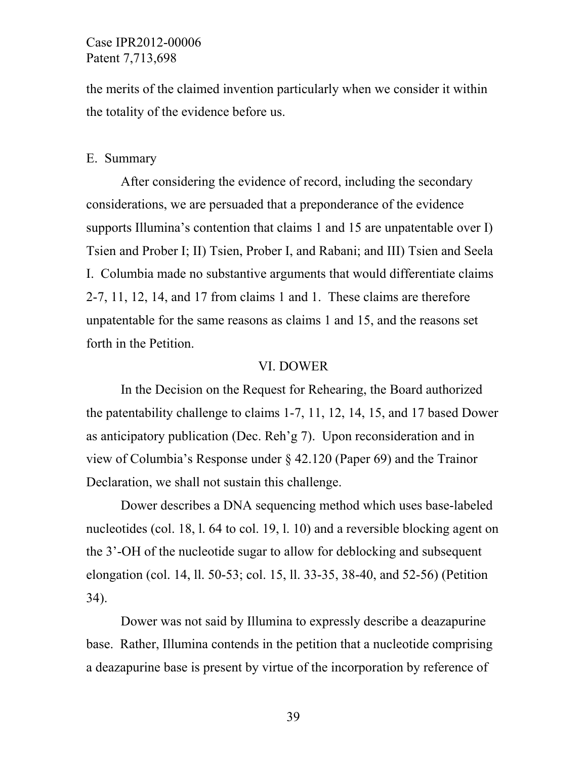the merits of the claimed invention particularly when we consider it within the totality of the evidence before us.

E. Summary

After considering the evidence of record, including the secondary considerations, we are persuaded that a preponderance of the evidence supports Illumina's contention that claims 1 and 15 are unpatentable over I) Tsien and Prober I; II) Tsien, Prober I, and Rabani; and III) Tsien and Seela I. Columbia made no substantive arguments that would differentiate claims 2-7, 11, 12, 14, and 17 from claims 1 and 1. These claims are therefore unpatentable for the same reasons as claims 1 and 15, and the reasons set forth in the Petition.

VI. DOWER

In the Decision on the Request for Rehearing, the Board authorized the patentability challenge to claims 1-7, 11, 12, 14, 15, and 17 based Dower as anticipatory publication (Dec. Reh'g 7). Upon reconsideration and in view of Columbia's Response under § 42.120 (Paper 69) and the Trainor Declaration, we shall not sustain this challenge.

Dower describes a DNA sequencing method which uses base-labeled nucleotides (col. 18, l. 64 to col. 19, l. 10) and a reversible blocking agent on the 3'-OH of the nucleotide sugar to allow for deblocking and subsequent elongation (col. 14, ll. 50-53; col. 15, ll. 33-35, 38-40, and 52-56) (Petition 34).

Dower was not said by Illumina to expressly describe a deazapurine base. Rather, Illumina contends in the petition that a nucleotide comprising a deazapurine base is present by virtue of the incorporation by reference of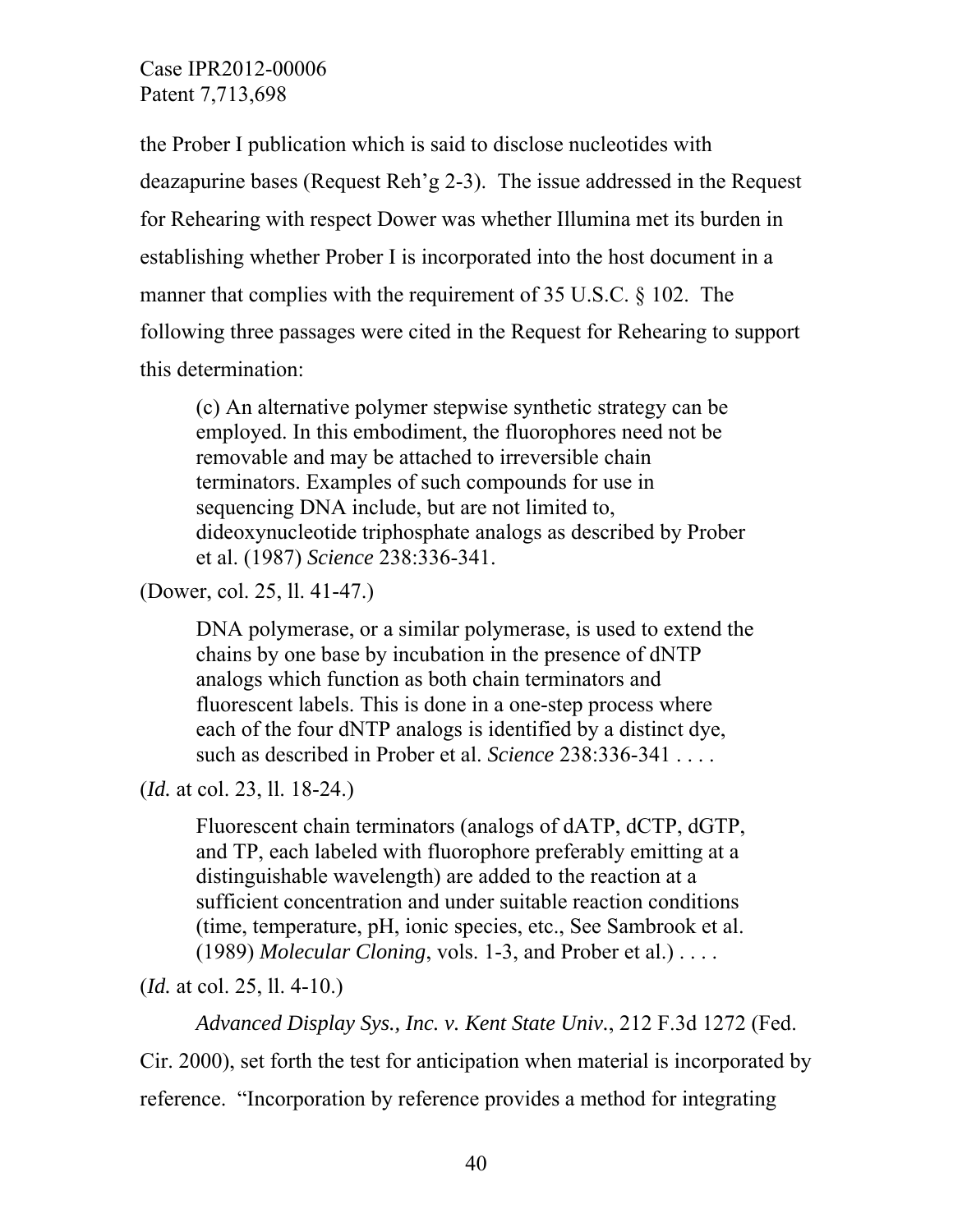the Prober I publication which is said to disclose nucleotides with deazapurine bases (Request Reh'g 2-3). The issue addressed in the Request for Rehearing with respect Dower was whether Illumina met its burden in establishing whether Prober I is incorporated into the host document in a manner that complies with the requirement of 35 U.S.C. § 102. The following three passages were cited in the Request for Rehearing to support this determination:

> (c) An alternative polymer stepwise synthetic strategy can be employed. In this embodiment, the fluorophores need not be removable and may be attached to irreversible chain terminators. Examples of such compounds for use in sequencing DNA include, but are not limited to, dideoxynucleotide triphosphate analogs as described by Prober et al. (1987) *Science* 238:336-341.

(Dower, col. 25, ll. 41-47.)

> DNA polymerase, or a similar polymerase, is used to extend the chains by one base by incubation in the presence of dNTP analogs which function as both chain terminators and fluorescent labels. This is done in a one-step process where each of the four dNTP analogs is identified by a distinct dye, such as described in Prober et al. *Science* 238:336-341 . . . .

(*Id.* at col. 23, ll. 18-24.)

> Fluorescent chain terminators (analogs of dATP, dCTP, dGTP, and TP, each labeled with fluorophore preferably emitting at a distinguishable wavelength) are added to the reaction at a sufficient concentration and under suitable reaction conditions (time, temperature, pH, ionic species, etc., See Sambrook et al. (1989) *Molecular Cloning*, vols. 1-3, and Prober et al.) . . . .

(*Id.* at col. 25, ll. 4-10.)

*Advanced Display Sys., Inc. v. Kent State Univ.*, 212 F.3d 1272 (Fed. Cir. 2000), set forth the test for anticipation when material is incorporated by reference. "Incorporation by reference provides a method for integrating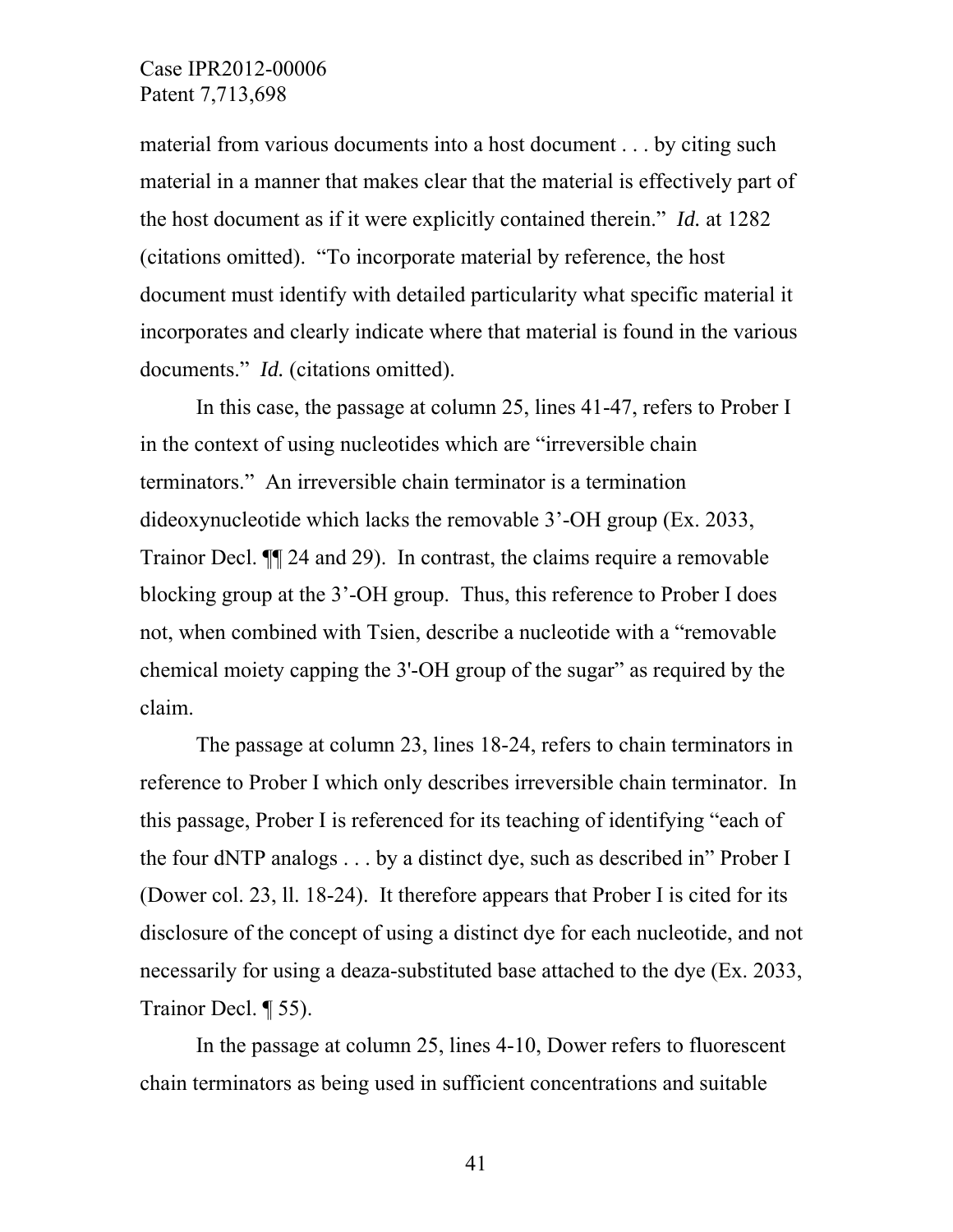material from various documents into a host document . . . by citing such material in a manner that makes clear that the material is effectively part of the host document as if it were explicitly contained therein." *Id.* at 1282 (citations omitted). "To incorporate material by reference, the host document must identify with detailed particularity what specific material it incorporates and clearly indicate where that material is found in the various documents." *Id.* (citations omitted).

In this case, the passage at column 25, lines 41-47, refers to Prober I in the context of using nucleotides which are "irreversible chain terminators." An irreversible chain terminator is a termination dideoxynucleotide which lacks the removable 3'-OH group (Ex. 2033, Trainor Decl. ¶¶ 24 and 29). In contrast, the claims require a removable blocking group at the 3'-OH group. Thus, this reference to Prober I does not, when combined with Tsien, describe a nucleotide with a "removable chemical moiety capping the 3'-OH group of the sugar" as required by the claim.

The passage at column 23, lines 18-24, refers to chain terminators in reference to Prober I which only describes irreversible chain terminator. In this passage, Prober I is referenced for its teaching of identifying "each of the four dNTP analogs . . . by a distinct dye, such as described in" Prober I (Dower col. 23, ll. 18-24). It therefore appears that Prober I is cited for its disclosure of the concept of using a distinct dye for each nucleotide, and not necessarily for using a deaza-substituted base attached to the dye (Ex. 2033, Trainor Decl. ¶ 55).

In the passage at column 25, lines 4-10, Dower refers to fluorescent chain terminators as being used in sufficient concentrations and suitable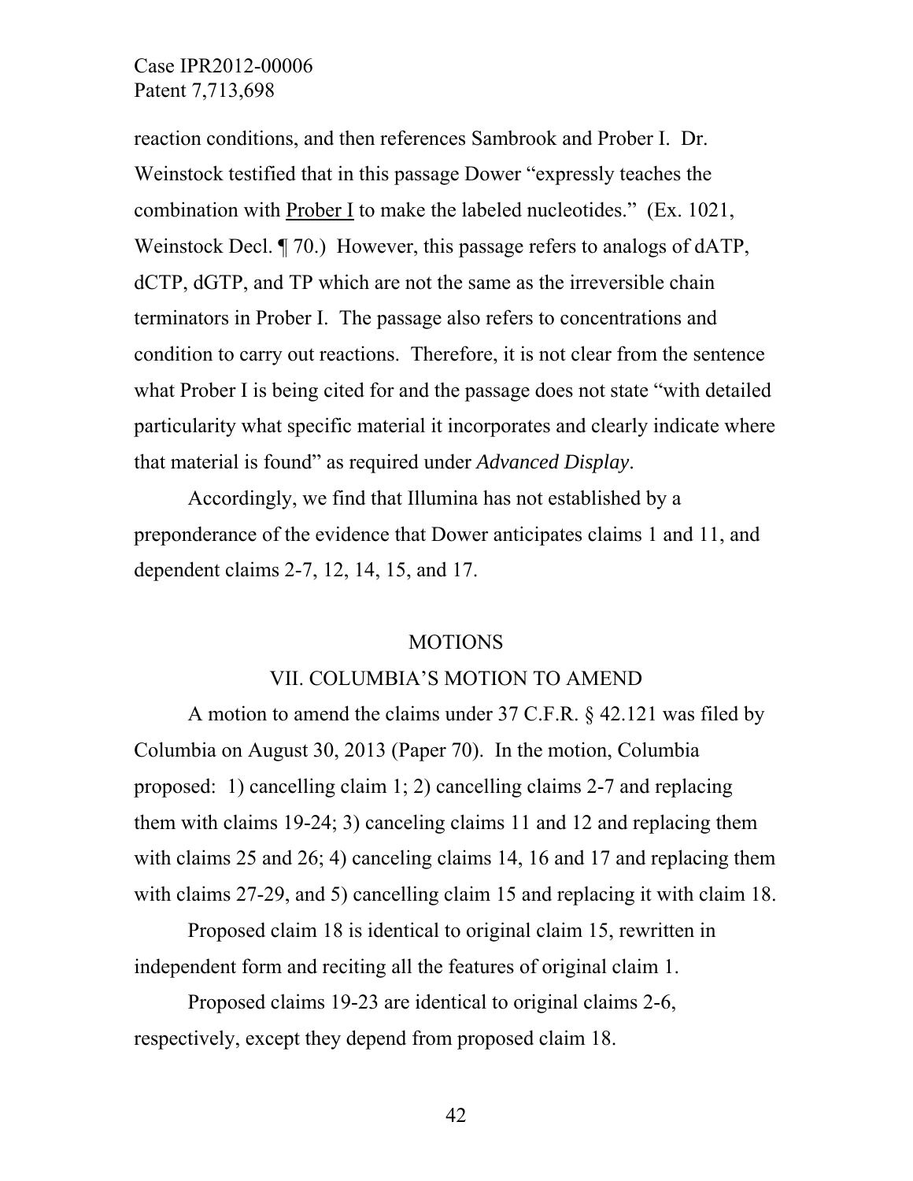reaction conditions, and then references Sambrook and Prober I. Dr. Weinstock testified that in this passage Dower "expressly teaches the combination with Prober I to make the labeled nucleotides." (Ex. 1021, Weinstock Decl. ¶ 70.) However, this passage refers to analogs of dATP, dCTP, dGTP, and TP which are not the same as the irreversible chain terminators in Prober I. The passage also refers to concentrations and condition to carry out reactions. Therefore, it is not clear from the sentence what Prober I is being cited for and the passage does not state "with detailed particularity what specific material it incorporates and clearly indicate where that material is found" as required under *Advanced Display*.

Accordingly, we find that Illumina has not established by a preponderance of the evidence that Dower anticipates claims 1 and 11, and dependent claims 2-7, 12, 14, 15, and 17.

## MOTIONS

### VII. COLUMBIA'S MOTION TO AMEND

A motion to amend the claims under 37 C.F.R. § 42.121 was filed by Columbia on August 30, 2013 (Paper 70). In the motion, Columbia proposed: 1) cancelling claim 1; 2) cancelling claims 2-7 and replacing them with claims 19-24; 3) canceling claims 11 and 12 and replacing them with claims 25 and 26; 4) canceling claims 14, 16 and 17 and replacing them with claims 27-29, and 5) cancelling claim 15 and replacing it with claim 18.

Proposed claim 18 is identical to original claim 15, rewritten in independent form and reciting all the features of original claim 1.

Proposed claims 19-23 are identical to original claims 2-6, respectively, except they depend from proposed claim 18.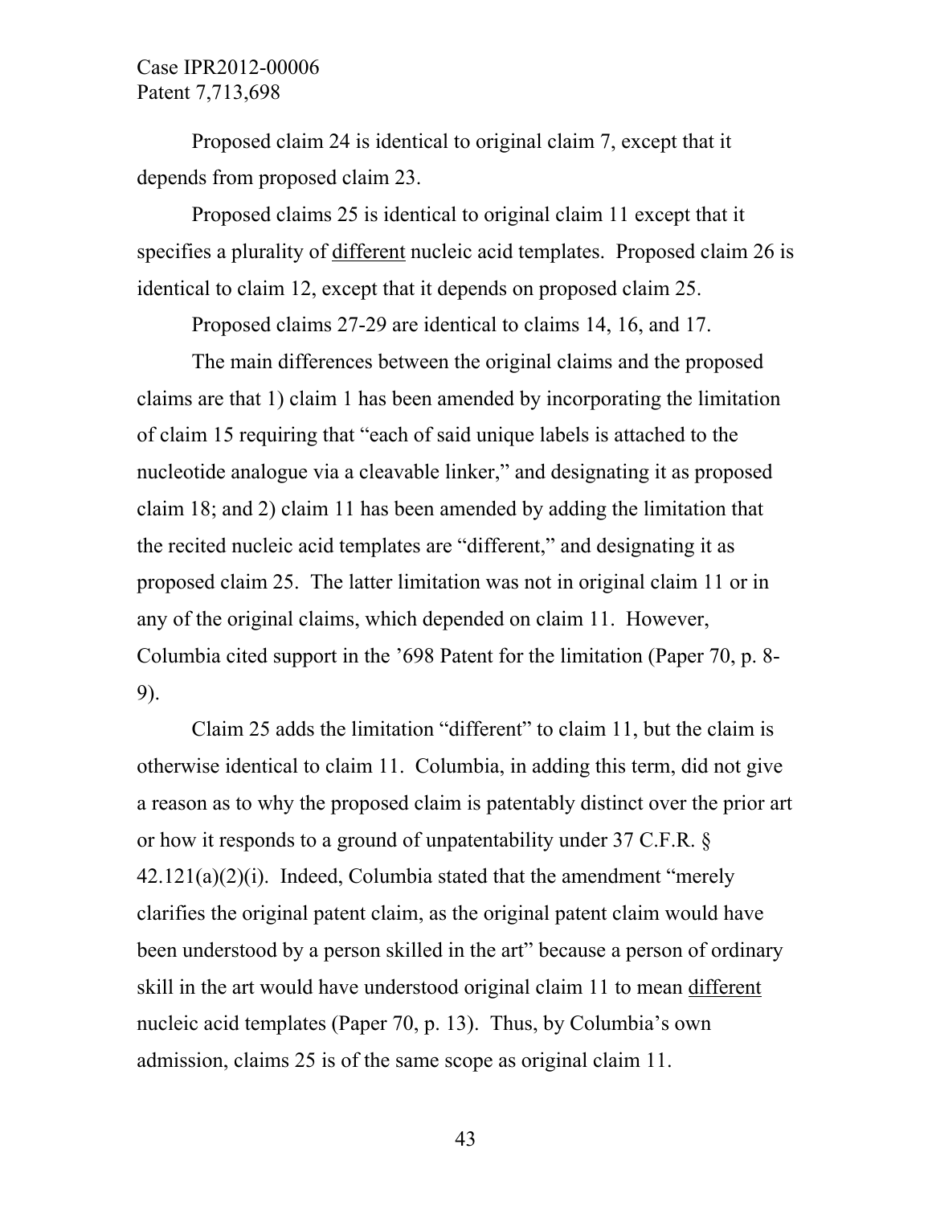Proposed claim 24 is identical to original claim 7, except that it depends from proposed claim 23.

Proposed claims 25 is identical to original claim 11 except that it specifies a plurality of <u>different</u> nucleic acid templates. Proposed claim 26 is identical to claim 12, except that it depends on proposed claim 25.

Proposed claims 27-29 are identical to claims 14, 16, and 17.

The main differences between the original claims and the proposed claims are that 1) claim 1 has been amended by incorporating the limitation of claim 15 requiring that "each of said unique labels is attached to the nucleotide analogue via a cleavable linker," and designating it as proposed claim 18; and 2) claim 11 has been amended by adding the limitation that the recited nucleic acid templates are "different," and designating it as proposed claim 25. The latter limitation was not in original claim 11 or in any of the original claims, which depended on claim 11. However, Columbia cited support in the '698 Patent for the limitation (Paper 70, p. 8-9).

Claim 25 adds the limitation "different" to claim 11, but the claim is otherwise identical to claim 11. Columbia, in adding this term, did not give a reason as to why the proposed claim is patentably distinct over the prior art or how it responds to a ground of unpatentability under 37 C.F.R. § 42.121(a)(2)(i). Indeed, Columbia stated that the amendment "merely clarifies the original patent claim, as the original patent claim would have been understood by a person skilled in the art" because a person of ordinary skill in the art would have understood original claim 11 to mean <u>different</u> nucleic acid templates (Paper 70, p. 13). Thus, by Columbia's own admission, claims 25 is of the same scope as original claim 11.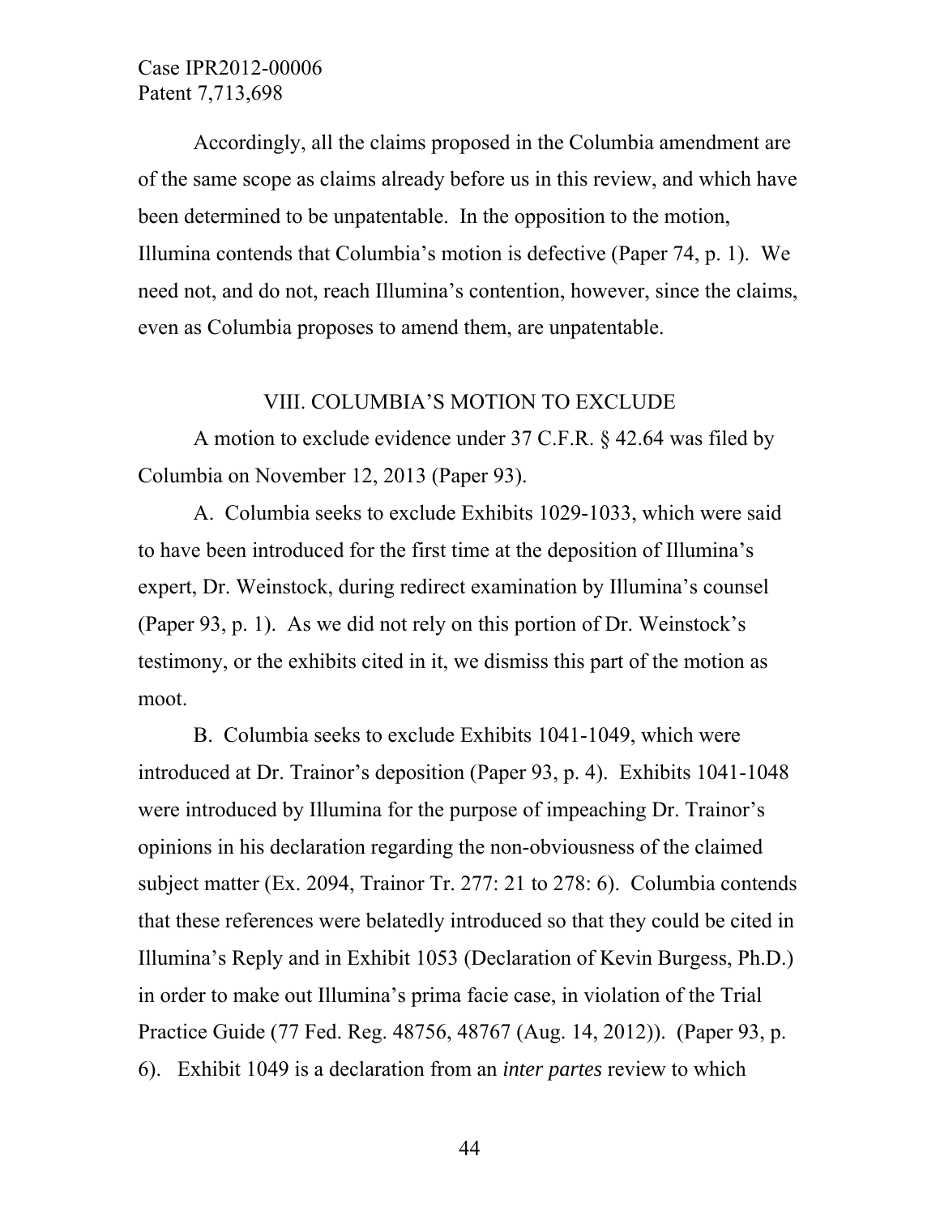Accordingly, all the claims proposed in the Columbia amendment are of the same scope as claims already before us in this review, and which have been determined to be unpatentable. In the opposition to the motion, Illumina contends that Columbia's motion is defective (Paper 74, p. 1). We need not, and do not, reach Illumina's contention, however, since the claims, even as Columbia proposes to amend them, are unpatentable.

## VIII. COLUMBIA'S MOTION TO EXCLUDE

A motion to exclude evidence under 37 C.F.R. § 42.64 was filed by Columbia on November 12, 2013 (Paper 93).

A. Columbia seeks to exclude Exhibits 1029-1033, which were said to have been introduced for the first time at the deposition of Illumina's expert, Dr. Weinstock, during redirect examination by Illumina's counsel (Paper 93, p. 1). As we did not rely on this portion of Dr. Weinstock's testimony, or the exhibits cited in it, we dismiss this part of the motion as moot.

B. Columbia seeks to exclude Exhibits 1041-1049, which were introduced at Dr. Trainor's deposition (Paper 93, p. 4). Exhibits 1041-1048 were introduced by Illumina for the purpose of impeaching Dr. Trainor's opinions in his declaration regarding the non-obviousness of the claimed subject matter (Ex. 2094, Trainor Tr. 277: 21 to 278: 6). Columbia contends that these references were belatedly introduced so that they could be cited in Illumina's Reply and in Exhibit 1053 (Declaration of Kevin Burgess, Ph.D.) in order to make out Illumina's prima facie case, in violation of the Trial Practice Guide (77 Fed. Reg. 48756, 48767 (Aug. 14, 2012)). (Paper 93, p. 6). Exhibit 1049 is a declaration from an *inter partes* review to which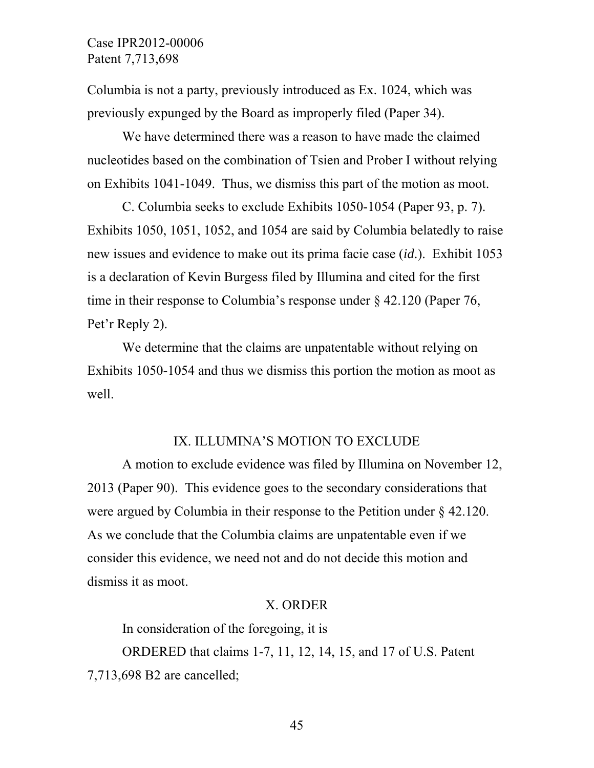Columbia is not a party, previously introduced as Ex. 1024, which was previously expunged by the Board as improperly filed (Paper 34).

We have determined there was a reason to have made the claimed nucleotides based on the combination of Tsien and Prober I without relying on Exhibits 1041-1049. Thus, we dismiss this part of the motion as moot.

C. Columbia seeks to exclude Exhibits 1050-1054 (Paper 93, p. 7). Exhibits 1050, 1051, 1052, and 1054 are said by Columbia belatedly to raise new issues and evidence to make out its prima facie case (*id*.). Exhibit 1053 is a declaration of Kevin Burgess filed by Illumina and cited for the first time in their response to Columbia's response under § 42.120 (Paper 76, Pet'r Reply 2).

We determine that the claims are unpatentable without relying on Exhibits 1050-1054 and thus we dismiss this portion the motion as moot as well.

## IX. ILLUMINA'S MOTION TO EXCLUDE

A motion to exclude evidence was filed by Illumina on November 12, 2013 (Paper 90). This evidence goes to the secondary considerations that were argued by Columbia in their response to the Petition under § 42.120. As we conclude that the Columbia claims are unpatentable even if we consider this evidence, we need not and do not decide this motion and dismiss it as moot.

## X. ORDER

In consideration of the foregoing, it is

ORDERED that claims 1-7, 11, 12, 14, 15, and 17 of U.S. Patent 7,713,698 B2 are cancelled;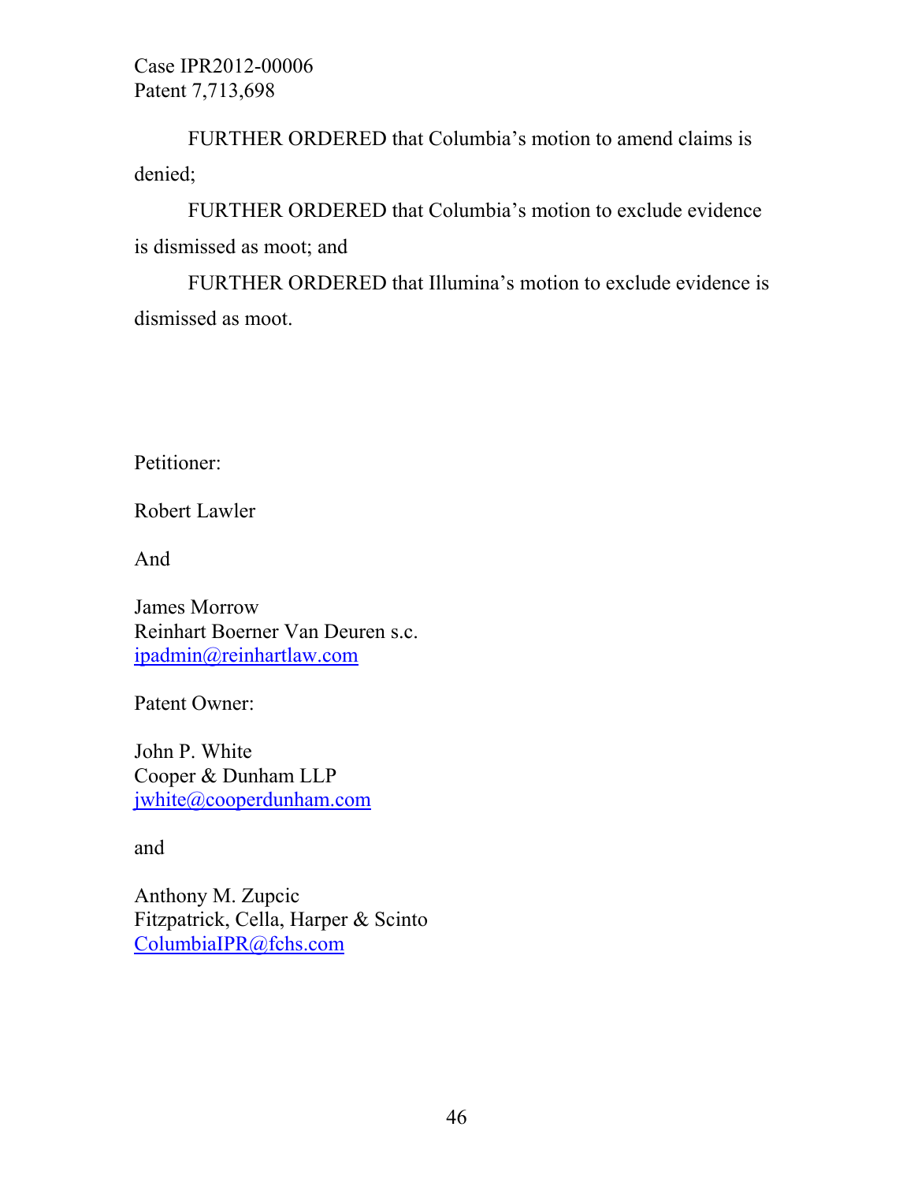FURTHER ORDERED that Columbia's motion to amend claims is denied;

FURTHER ORDERED that Columbia's motion to exclude evidence is dismissed as moot; and

FURTHER ORDERED that Illumina's motion to exclude evidence is dismissed as moot.

Petitioner:

Robert Lawler

And

James Morrow
Reinhart Boerner Van Deuren s.c.
ipadmin@reinhartlaw.com

Patent Owner:

John P. White
Cooper & Dunham LLP
jwhite@cooperdunham.com

and

Anthony M. Zupcic
Fitzpatrick, Cella, Harper & Scinto
ColumbiaIPR@fchs.com